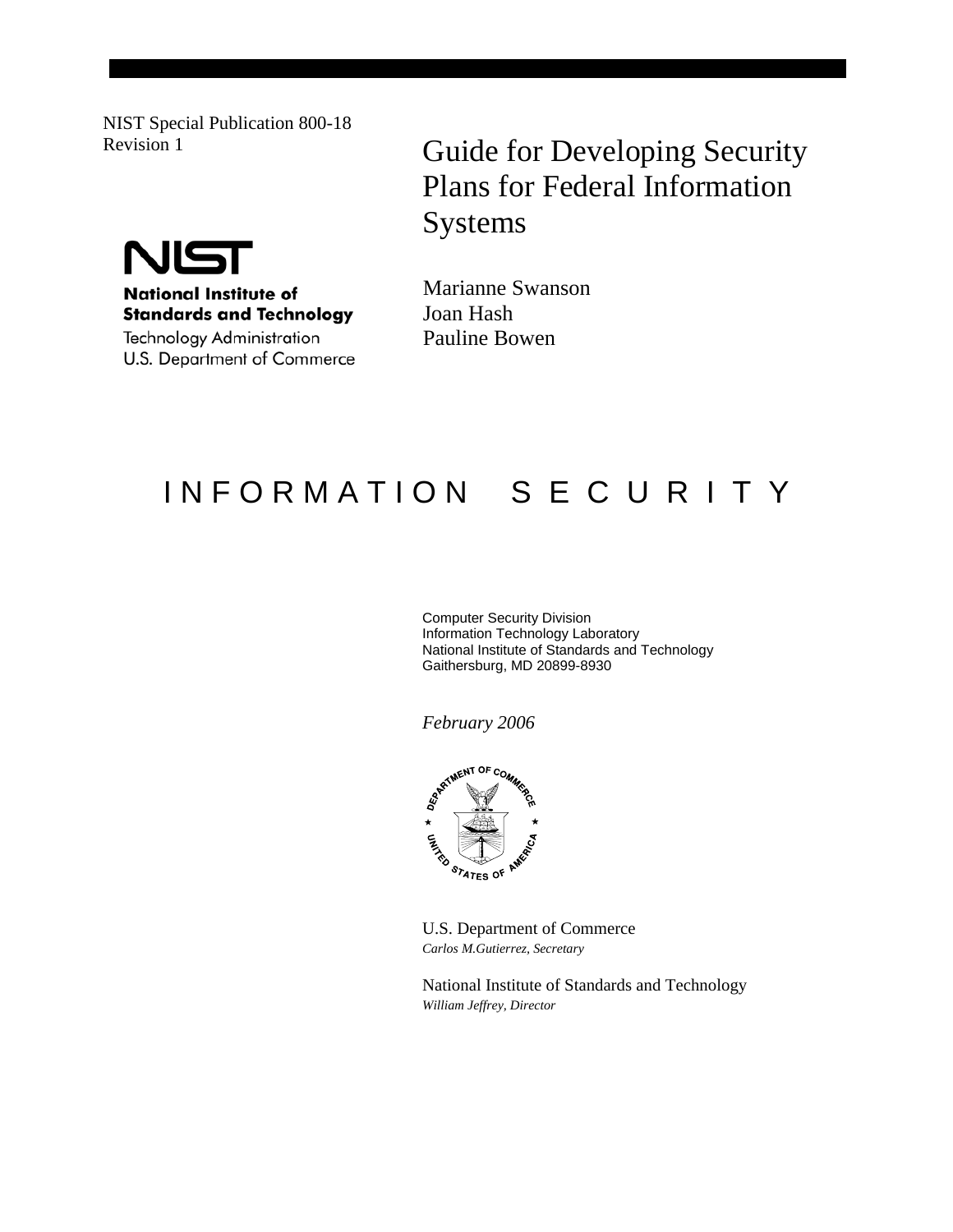NIST Special Publication 800-18
Revision 1

# Guide for Developing Security Plans for Federal Information Systems

**National Institute of Standards and Technology**
Technology Administration
U.S. Department of Commerce

Marianne Swanson
Joan Hash
Pauline Bowen

## I N F O R M A T I O N   S E C U R I T Y

Computer Security Division
Information Technology Laboratory
National Institute of Standards and Technology
Gaithersburg, MD 20899-8930

*February 2006*

U.S. Department of Commerce
*Carlos M.Gutierrez, Secretary*

National Institute of Standards and Technology
*William Jeffrey, Director*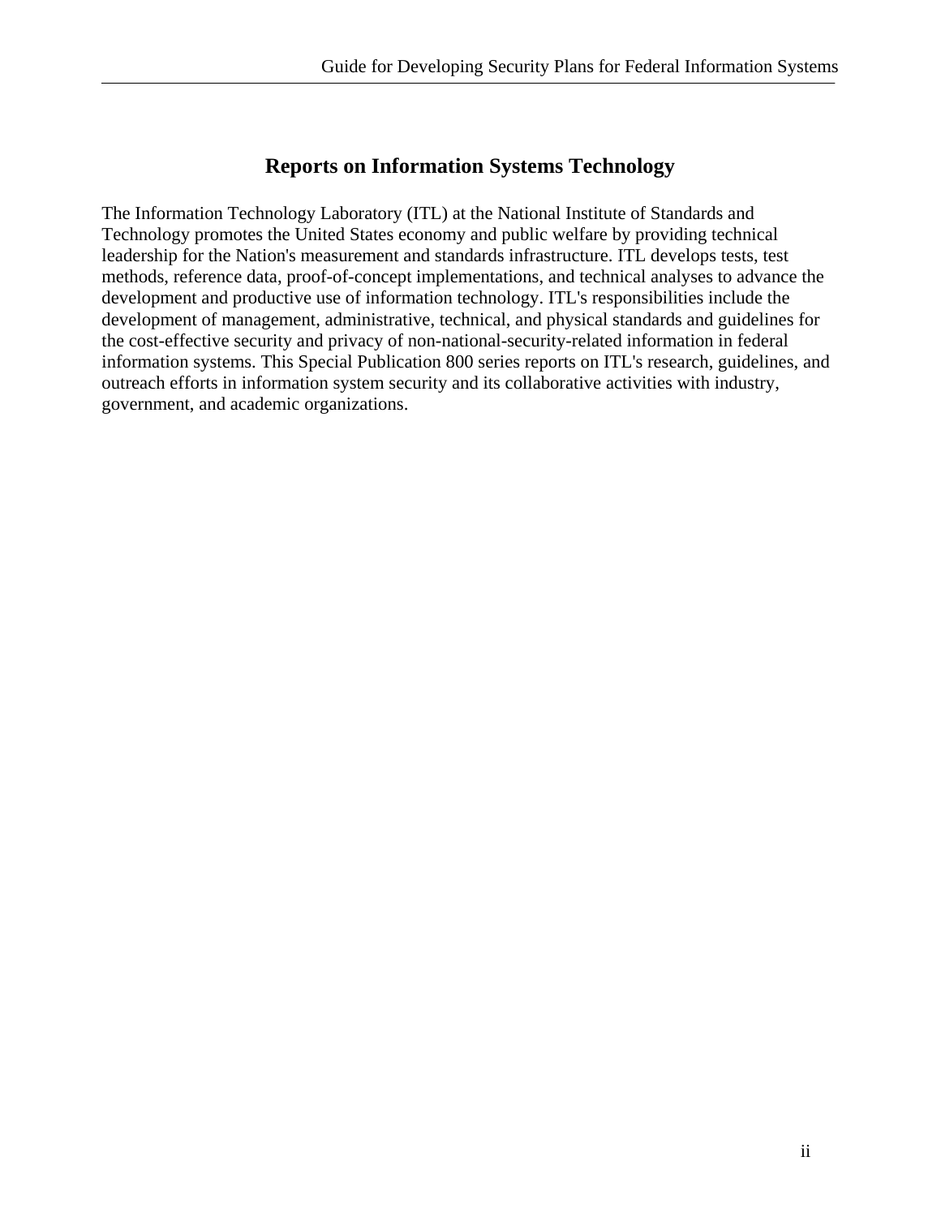## Reports on Information Systems Technology

The Information Technology Laboratory (ITL) at the National Institute of Standards and Technology promotes the United States economy and public welfare by providing technical leadership for the Nation's measurement and standards infrastructure. ITL develops tests, test methods, reference data, proof-of-concept implementations, and technical analyses to advance the development and productive use of information technology. ITL's responsibilities include the development of management, administrative, technical, and physical standards and guidelines for the cost-effective security and privacy of non-national-security-related information in federal information systems. This Special Publication 800 series reports on ITL's research, guidelines, and outreach efforts in information system security and its collaborative activities with industry, government, and academic organizations.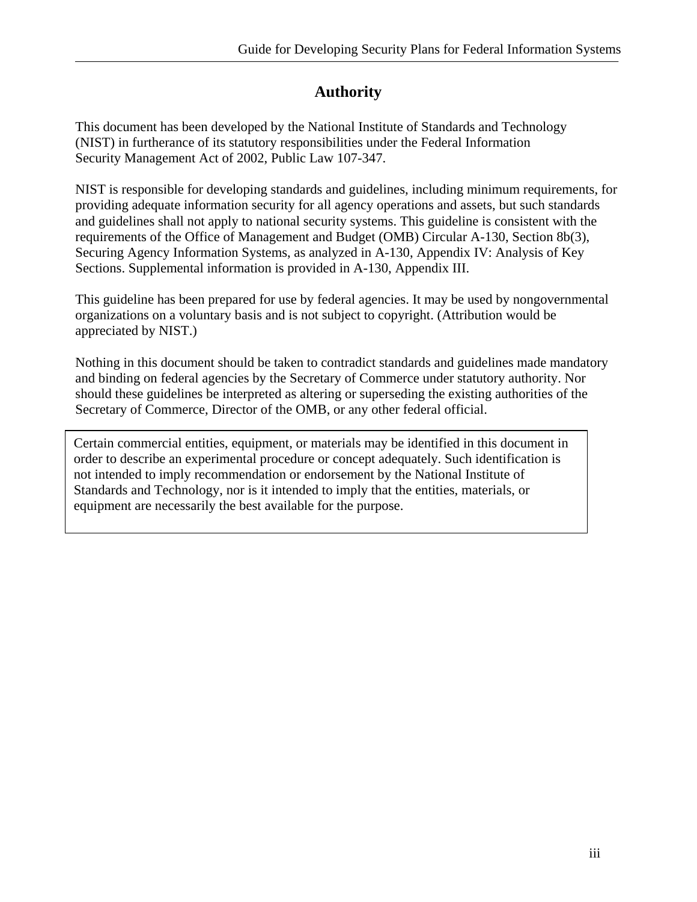# Authority

This document has been developed by the National Institute of Standards and Technology (NIST) in furtherance of its statutory responsibilities under the Federal Information Security Management Act of 2002, Public Law 107-347.

NIST is responsible for developing standards and guidelines, including minimum requirements, for providing adequate information security for all agency operations and assets, but such standards and guidelines shall not apply to national security systems. This guideline is consistent with the requirements of the Office of Management and Budget (OMB) Circular A-130, Section 8b(3), Securing Agency Information Systems, as analyzed in A-130, Appendix IV: Analysis of Key Sections. Supplemental information is provided in A-130, Appendix III.

This guideline has been prepared for use by federal agencies. It may be used by nongovernmental organizations on a voluntary basis and is not subject to copyright. (Attribution would be appreciated by NIST.)

Nothing in this document should be taken to contradict standards and guidelines made mandatory and binding on federal agencies by the Secretary of Commerce under statutory authority. Nor should these guidelines be interpreted as altering or superseding the existing authorities of the Secretary of Commerce, Director of the OMB, or any other federal official.

> Certain commercial entities, equipment, or materials may be identified in this document in order to describe an experimental procedure or concept adequately. Such identification is not intended to imply recommendation or endorsement by the National Institute of Standards and Technology, nor is it intended to imply that the entities, materials, or equipment are necessarily the best available for the purpose.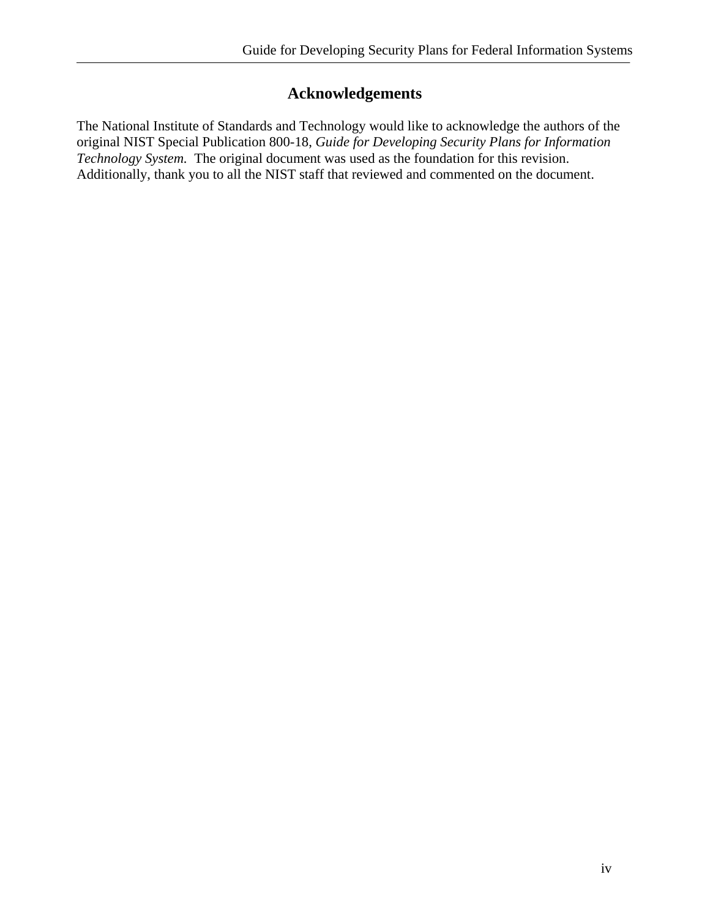# Acknowledgements

The National Institute of Standards and Technology would like to acknowledge the authors of the original NIST Special Publication 800-18, *Guide for Developing Security Plans for Information Technology System.* The original document was used as the foundation for this revision. Additionally, thank you to all the NIST staff that reviewed and commented on the document.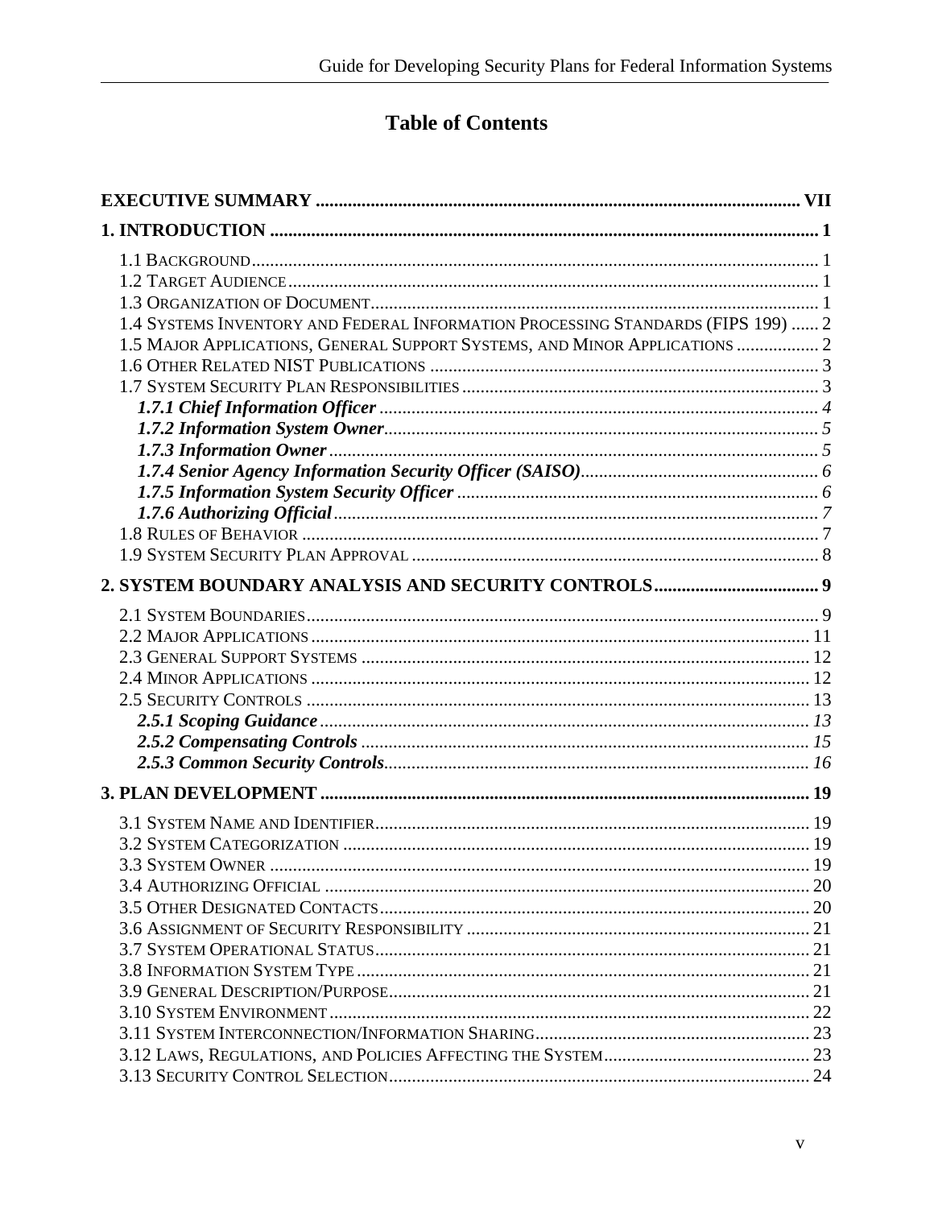# Table of Contents

**EXECUTIVE SUMMARY** ........................................................................................................ **VII**

**1. INTRODUCTION** ........................................................................................................ **1**

- 1.1 Background ........................................................................................................ 1
- 1.2 Target Audience ........................................................................................................ 1
- 1.3 Organization of Document ........................................................................................................ 1
- 1.4 Systems Inventory and Federal Information Processing Standards (FIPS 199) ...... 2
- 1.5 Major Applications, General Support Systems, and Minor Applications .................. 2
- 1.6 Other Related NIST Publications ........................................................................................................ 3
- 1.7 System Security Plan Responsibilities ........................................................................................................ 3
  - ***1.7.1 Chief Information Officer*** ........................................................................................................ *4*
  - ***1.7.2 Information System Owner*** ........................................................................................................ *5*
  - ***1.7.3 Information Owner*** ........................................................................................................ *5*
  - ***1.7.4 Senior Agency Information Security Officer (SAISO)*** ........................................................................................................ *6*
  - ***1.7.5 Information System Security Officer*** ........................................................................................................ *6*
  - ***1.7.6 Authorizing Official*** ........................................................................................................ *7*
- 1.8 Rules of Behavior ........................................................................................................ 7
- 1.9 System Security Plan Approval ........................................................................................................ 8

**2. SYSTEM BOUNDARY ANALYSIS AND SECURITY CONTROLS** ........................................................................................................ **9**

- 2.1 System Boundaries ........................................................................................................ 9
- 2.2 Major Applications ........................................................................................................ 11
- 2.3 General Support Systems ........................................................................................................ 12
- 2.4 Minor Applications ........................................................................................................ 12
- 2.5 Security Controls ........................................................................................................ 13
  - ***2.5.1 Scoping Guidance*** ........................................................................................................ *13*
  - ***2.5.2 Compensating Controls*** ........................................................................................................ *15*
  - ***2.5.3 Common Security Controls*** ........................................................................................................ *16*

**3. PLAN DEVELOPMENT** ........................................................................................................ **19**

- 3.1 System Name and Identifier ........................................................................................................ 19
- 3.2 System Categorization ........................................................................................................ 19
- 3.3 System Owner ........................................................................................................ 19
- 3.4 Authorizing Official ........................................................................................................ 20
- 3.5 Other Designated Contacts ........................................................................................................ 20
- 3.6 Assignment of Security Responsibility ........................................................................................................ 21
- 3.7 System Operational Status ........................................................................................................ 21
- 3.8 Information System Type ........................................................................................................ 21
- 3.9 General Description/Purpose ........................................................................................................ 21
- 3.10 System Environment ........................................................................................................ 22
- 3.11 System Interconnection/Information Sharing ........................................................................................................ 23
- 3.12 Laws, Regulations, and Policies Affecting the System ........................................................................................................ 23
- 3.13 Security Control Selection ........................................................................................................ 24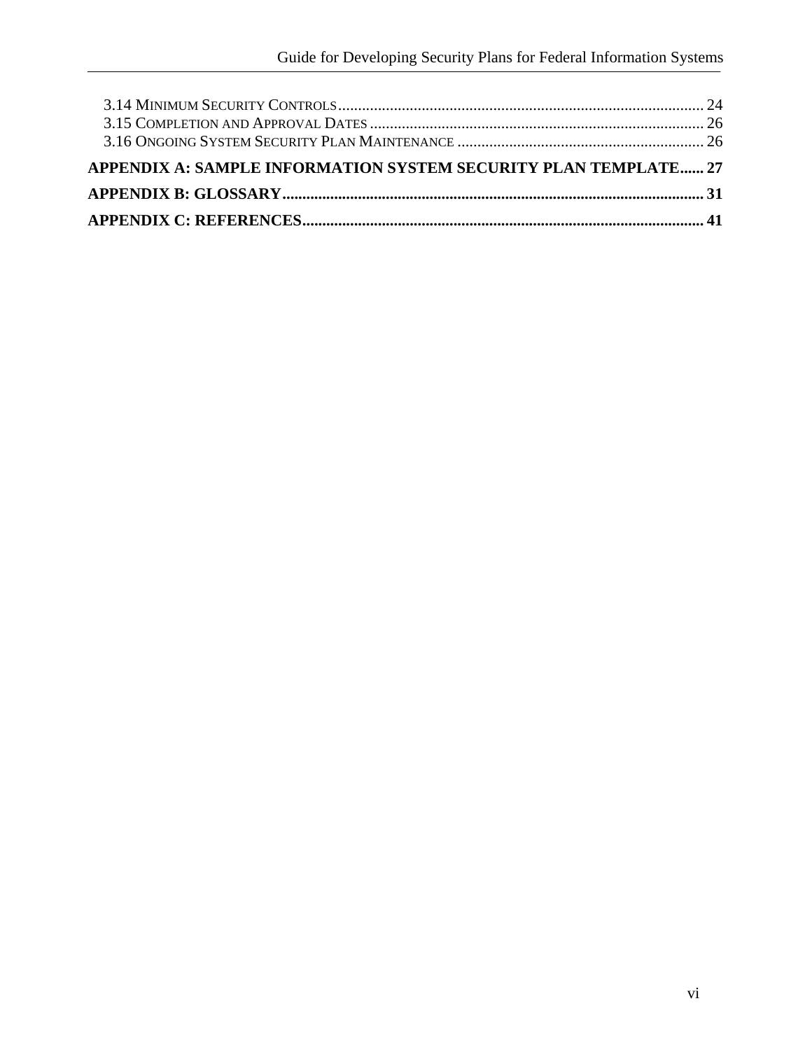3.14 Minimum Security Controls ........................................................................................... 24
3.15 Completion and Approval Dates .................................................................................... 26
3.16 Ongoing System Security Plan Maintenance .............................................................. 26

**APPENDIX A: SAMPLE INFORMATION SYSTEM SECURITY PLAN TEMPLATE...... 27**

**APPENDIX B: GLOSSARY......................................................................................................... 31**

**APPENDIX C: REFERENCES.................................................................................................... 41**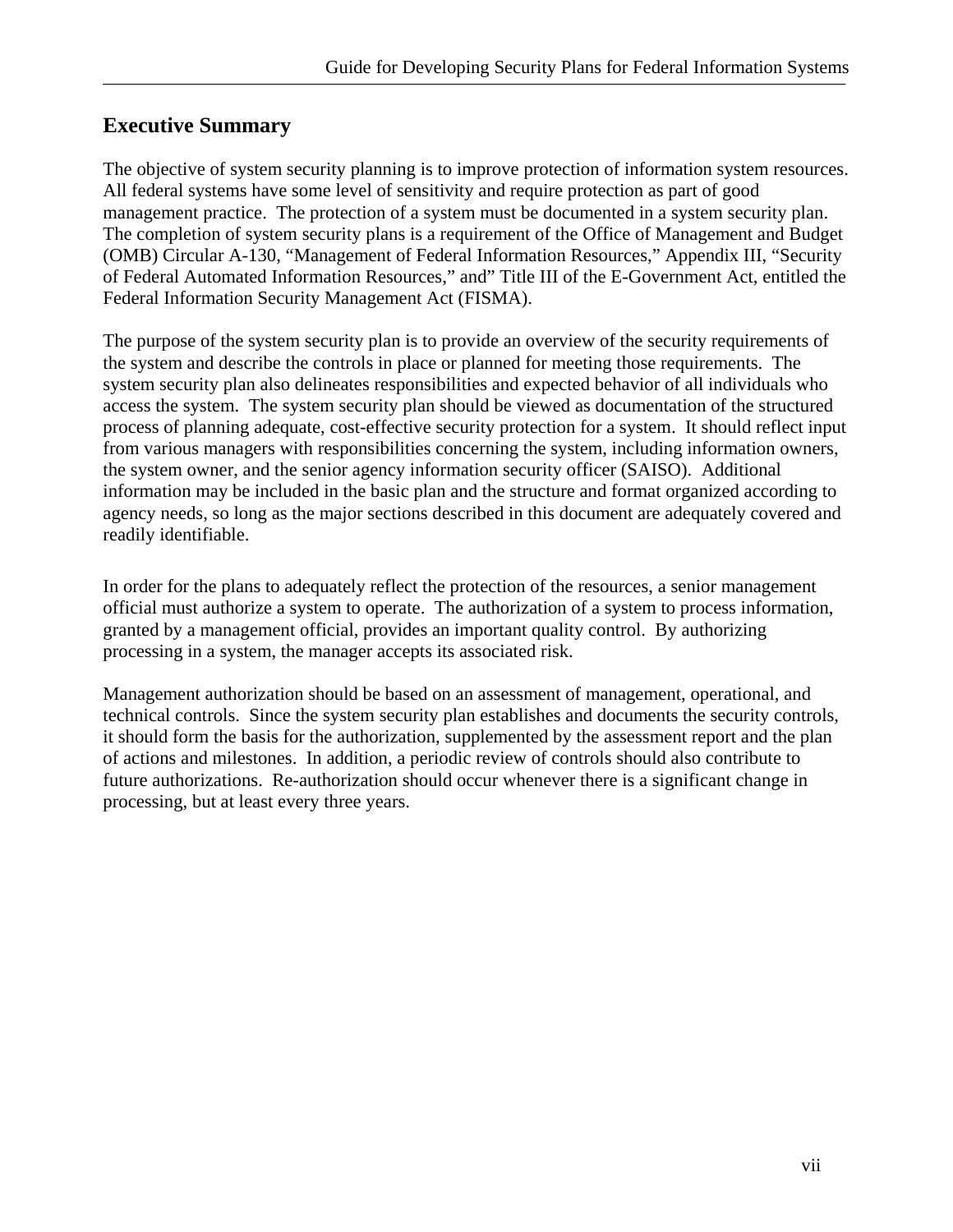## Executive Summary

The objective of system security planning is to improve protection of information system resources. All federal systems have some level of sensitivity and require protection as part of good management practice. The protection of a system must be documented in a system security plan. The completion of system security plans is a requirement of the Office of Management and Budget (OMB) Circular A-130, "Management of Federal Information Resources," Appendix III, "Security of Federal Automated Information Resources," and" Title III of the E-Government Act, entitled the Federal Information Security Management Act (FISMA).

The purpose of the system security plan is to provide an overview of the security requirements of the system and describe the controls in place or planned for meeting those requirements. The system security plan also delineates responsibilities and expected behavior of all individuals who access the system. The system security plan should be viewed as documentation of the structured process of planning adequate, cost-effective security protection for a system. It should reflect input from various managers with responsibilities concerning the system, including information owners, the system owner, and the senior agency information security officer (SAISO). Additional information may be included in the basic plan and the structure and format organized according to agency needs, so long as the major sections described in this document are adequately covered and readily identifiable.

In order for the plans to adequately reflect the protection of the resources, a senior management official must authorize a system to operate. The authorization of a system to process information, granted by a management official, provides an important quality control. By authorizing processing in a system, the manager accepts its associated risk.

Management authorization should be based on an assessment of management, operational, and technical controls. Since the system security plan establishes and documents the security controls, it should form the basis for the authorization, supplemented by the assessment report and the plan of actions and milestones. In addition, a periodic review of controls should also contribute to future authorizations. Re-authorization should occur whenever there is a significant change in processing, but at least every three years.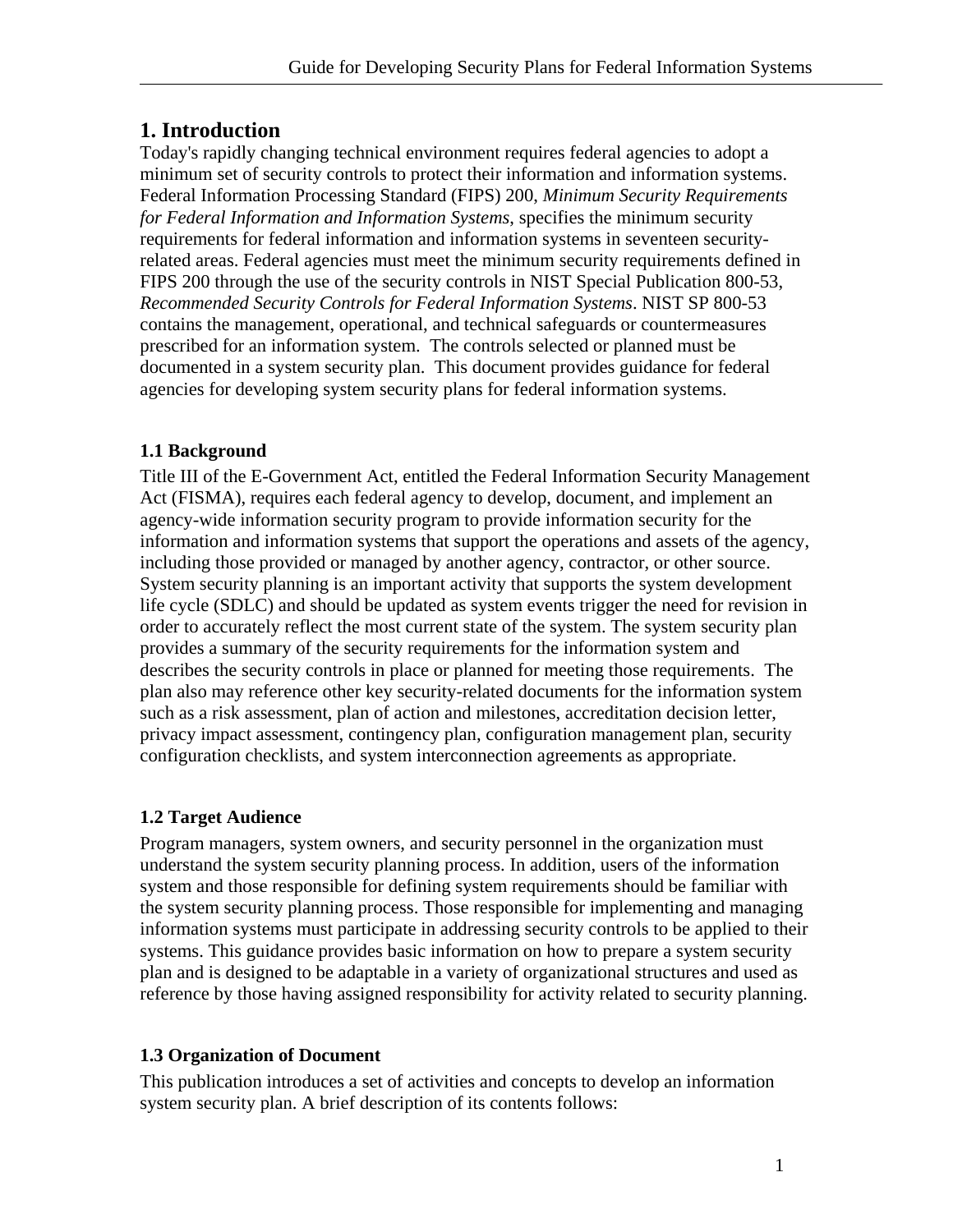# 1. Introduction

Today's rapidly changing technical environment requires federal agencies to adopt a minimum set of security controls to protect their information and information systems. Federal Information Processing Standard (FIPS) 200, *Minimum Security Requirements for Federal Information and Information Systems*, specifies the minimum security requirements for federal information and information systems in seventeen security-related areas. Federal agencies must meet the minimum security requirements defined in FIPS 200 through the use of the security controls in NIST Special Publication 800-53, *Recommended Security Controls for Federal Information Systems*. NIST SP 800-53 contains the management, operational, and technical safeguards or countermeasures prescribed for an information system. The controls selected or planned must be documented in a system security plan. This document provides guidance for federal agencies for developing system security plans for federal information systems.

### 1.1 Background

Title III of the E-Government Act, entitled the Federal Information Security Management Act (FISMA), requires each federal agency to develop, document, and implement an agency-wide information security program to provide information security for the information and information systems that support the operations and assets of the agency, including those provided or managed by another agency, contractor, or other source. System security planning is an important activity that supports the system development life cycle (SDLC) and should be updated as system events trigger the need for revision in order to accurately reflect the most current state of the system. The system security plan provides a summary of the security requirements for the information system and describes the security controls in place or planned for meeting those requirements. The plan also may reference other key security-related documents for the information system such as a risk assessment, plan of action and milestones, accreditation decision letter, privacy impact assessment, contingency plan, configuration management plan, security configuration checklists, and system interconnection agreements as appropriate.

### 1.2 Target Audience

Program managers, system owners, and security personnel in the organization must understand the system security planning process. In addition, users of the information system and those responsible for defining system requirements should be familiar with the system security planning process. Those responsible for implementing and managing information systems must participate in addressing security controls to be applied to their systems. This guidance provides basic information on how to prepare a system security plan and is designed to be adaptable in a variety of organizational structures and used as reference by those having assigned responsibility for activity related to security planning.

### 1.3 Organization of Document

This publication introduces a set of activities and concepts to develop an information system security plan. A brief description of its contents follows: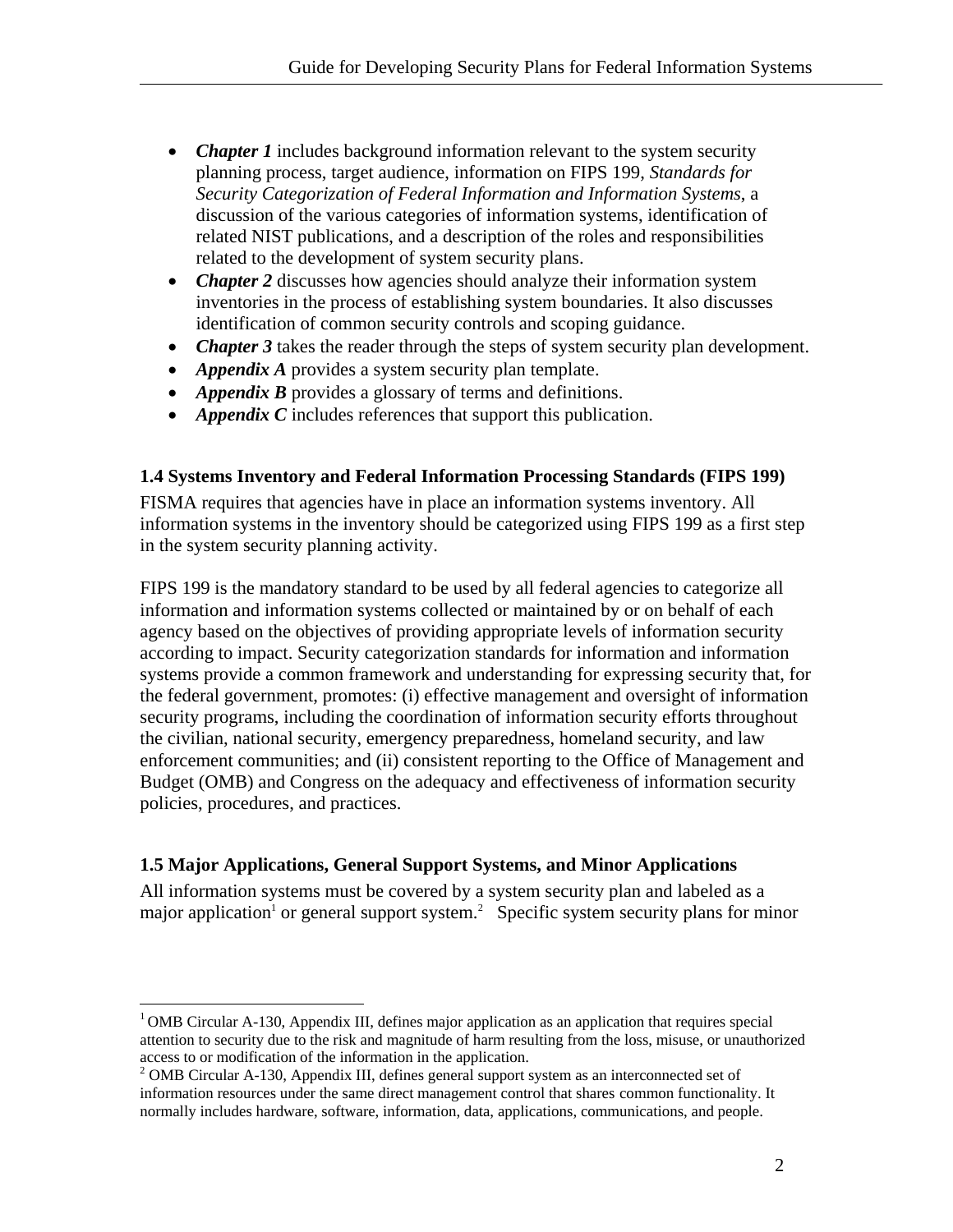- ***Chapter 1*** includes background information relevant to the system security planning process, target audience, information on FIPS 199, *Standards for Security Categorization of Federal Information and Information Systems*, a discussion of the various categories of information systems, identification of related NIST publications, and a description of the roles and responsibilities related to the development of system security plans.
- ***Chapter 2*** discusses how agencies should analyze their information system inventories in the process of establishing system boundaries. It also discusses identification of common security controls and scoping guidance.
- ***Chapter 3*** takes the reader through the steps of system security plan development.
- ***Appendix A*** provides a system security plan template.
- ***Appendix B*** provides a glossary of terms and definitions.
- ***Appendix C*** includes references that support this publication.

### 1.4 Systems Inventory and Federal Information Processing Standards (FIPS 199)

FISMA requires that agencies have in place an information systems inventory. All information systems in the inventory should be categorized using FIPS 199 as a first step in the system security planning activity.

FIPS 199 is the mandatory standard to be used by all federal agencies to categorize all information and information systems collected or maintained by or on behalf of each agency based on the objectives of providing appropriate levels of information security according to impact. Security categorization standards for information and information systems provide a common framework and understanding for expressing security that, for the federal government, promotes: (i) effective management and oversight of information security programs, including the coordination of information security efforts throughout the civilian, national security, emergency preparedness, homeland security, and law enforcement communities; and (ii) consistent reporting to the Office of Management and Budget (OMB) and Congress on the adequacy and effectiveness of information security policies, procedures, and practices.

### 1.5 Major Applications, General Support Systems, and Minor Applications

All information systems must be covered by a system security plan and labeled as a major application[1] or general support system.[2] Specific system security plans for minor

[1] OMB Circular A-130, Appendix III, defines major application as an application that requires special attention to security due to the risk and magnitude of harm resulting from the loss, misuse, or unauthorized access to or modification of the information in the application.

[2] OMB Circular A-130, Appendix III, defines general support system as an interconnected set of information resources under the same direct management control that shares common functionality. It normally includes hardware, software, information, data, applications, communications, and people.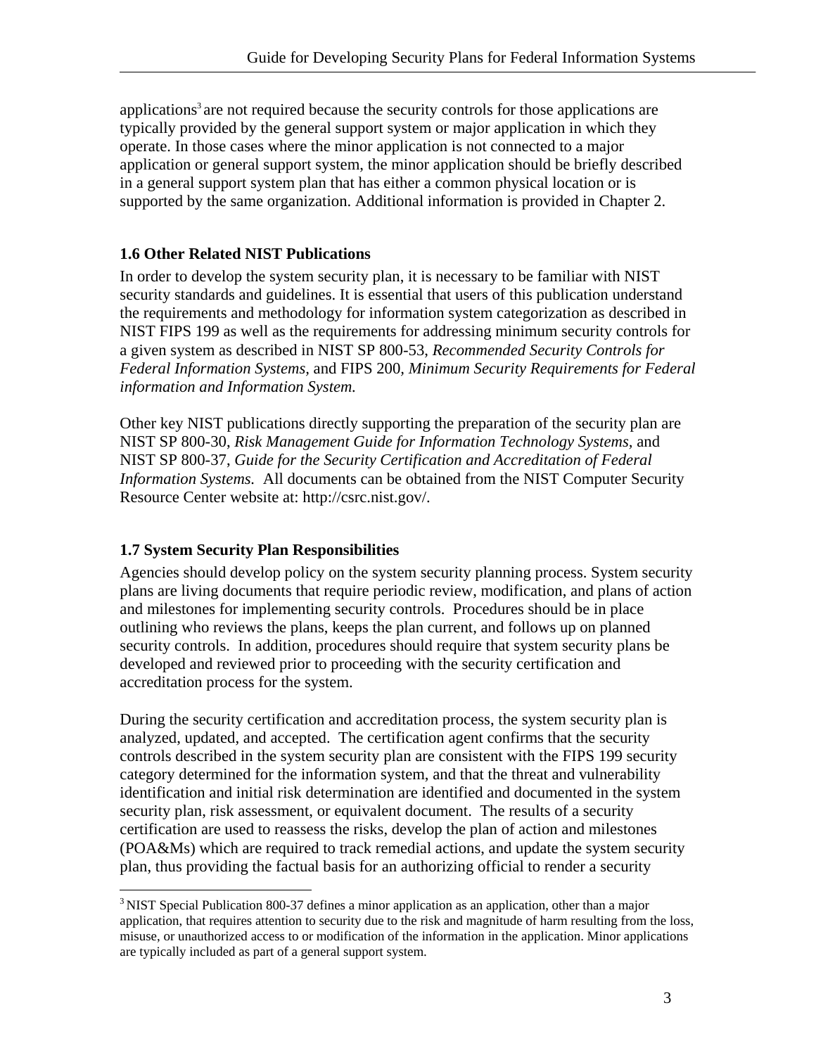applications[3] are not required because the security controls for those applications are typically provided by the general support system or major application in which they operate. In those cases where the minor application is not connected to a major application or general support system, the minor application should be briefly described in a general support system plan that has either a common physical location or is supported by the same organization. Additional information is provided in Chapter 2.

### 1.6 Other Related NIST Publications

In order to develop the system security plan, it is necessary to be familiar with NIST security standards and guidelines. It is essential that users of this publication understand the requirements and methodology for information system categorization as described in NIST FIPS 199 as well as the requirements for addressing minimum security controls for a given system as described in NIST SP 800-53, *Recommended Security Controls for Federal Information Systems,* and FIPS 200, *Minimum Security Requirements for Federal information and Information System.*

Other key NIST publications directly supporting the preparation of the security plan are NIST SP 800-30, *Risk Management Guide for Information Technology Systems,* and NIST SP 800-37, *Guide for the Security Certification and Accreditation of Federal Information Systems.* All documents can be obtained from the NIST Computer Security Resource Center website at: http://csrc.nist.gov/.

### 1.7 System Security Plan Responsibilities

Agencies should develop policy on the system security planning process. System security plans are living documents that require periodic review, modification, and plans of action and milestones for implementing security controls. Procedures should be in place outlining who reviews the plans, keeps the plan current, and follows up on planned security controls. In addition, procedures should require that system security plans be developed and reviewed prior to proceeding with the security certification and accreditation process for the system.

During the security certification and accreditation process, the system security plan is analyzed, updated, and accepted. The certification agent confirms that the security controls described in the system security plan are consistent with the FIPS 199 security category determined for the information system, and that the threat and vulnerability identification and initial risk determination are identified and documented in the system security plan, risk assessment, or equivalent document. The results of a security certification are used to reassess the risks, develop the plan of action and milestones (POA&Ms) which are required to track remedial actions, and update the system security plan, thus providing the factual basis for an authorizing official to render a security

[3] NIST Special Publication 800-37 defines a minor application as an application, other than a major application, that requires attention to security due to the risk and magnitude of harm resulting from the loss, misuse, or unauthorized access to or modification of the information in the application. Minor applications are typically included as part of a general support system.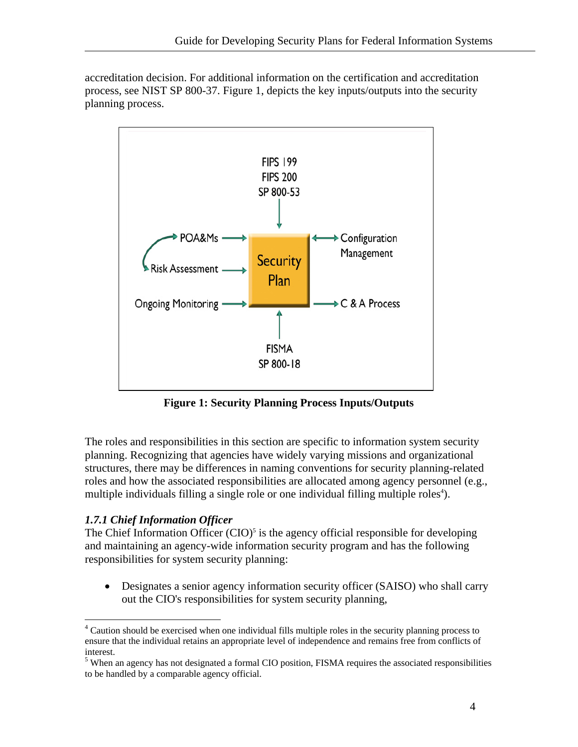accreditation decision. For additional information on the certification and accreditation process, see NIST SP 800-37. Figure 1, depicts the key inputs/outputs into the security planning process.

FIPS 199
FIPS 200
SP 800-53

POA&Ms

Risk Assessment

Ongoing Monitoring

Security Plan

Configuration Management

C & A Process

FISMA
SP 800-18

**Figure 1: Security Planning Process Inputs/Outputs**

The roles and responsibilities in this section are specific to information system security planning. Recognizing that agencies have widely varying missions and organizational structures, there may be differences in naming conventions for security planning-related roles and how the associated responsibilities are allocated among agency personnel (e.g., multiple individuals filling a single role or one individual filling multiple roles[4]).

### *1.7.1 Chief Information Officer*

The Chief Information Officer (CIO)[5] is the agency official responsible for developing and maintaining an agency-wide information security program and has the following responsibilities for system security planning:

- Designates a senior agency information security officer (SAISO) who shall carry out the CIO's responsibilities for system security planning,

---

[4] Caution should be exercised when one individual fills multiple roles in the security planning process to ensure that the individual retains an appropriate level of independence and remains free from conflicts of interest.

[5] When an agency has not designated a formal CIO position, FISMA requires the associated responsibilities to be handled by a comparable agency official.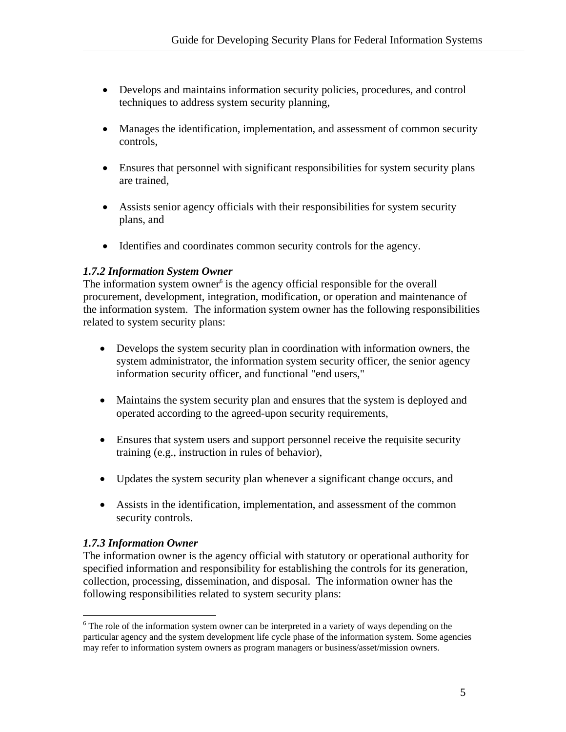- Develops and maintains information security policies, procedures, and control techniques to address system security planning,
- Manages the identification, implementation, and assessment of common security controls,
- Ensures that personnel with significant responsibilities for system security plans are trained,
- Assists senior agency officials with their responsibilities for system security plans, and
- Identifies and coordinates common security controls for the agency.

### *1.7.2 Information System Owner*

The information system owner[6] is the agency official responsible for the overall procurement, development, integration, modification, or operation and maintenance of the information system. The information system owner has the following responsibilities related to system security plans:

- Develops the system security plan in coordination with information owners, the system administrator, the information system security officer, the senior agency information security officer, and functional "end users,"
- Maintains the system security plan and ensures that the system is deployed and operated according to the agreed-upon security requirements,
- Ensures that system users and support personnel receive the requisite security training (e.g., instruction in rules of behavior),
- Updates the system security plan whenever a significant change occurs, and
- Assists in the identification, implementation, and assessment of the common security controls.

### *1.7.3 Information Owner*

The information owner is the agency official with statutory or operational authority for specified information and responsibility for establishing the controls for its generation, collection, processing, dissemination, and disposal. The information owner has the following responsibilities related to system security plans:

---

[6] The role of the information system owner can be interpreted in a variety of ways depending on the particular agency and the system development life cycle phase of the information system. Some agencies may refer to information system owners as program managers or business/asset/mission owners.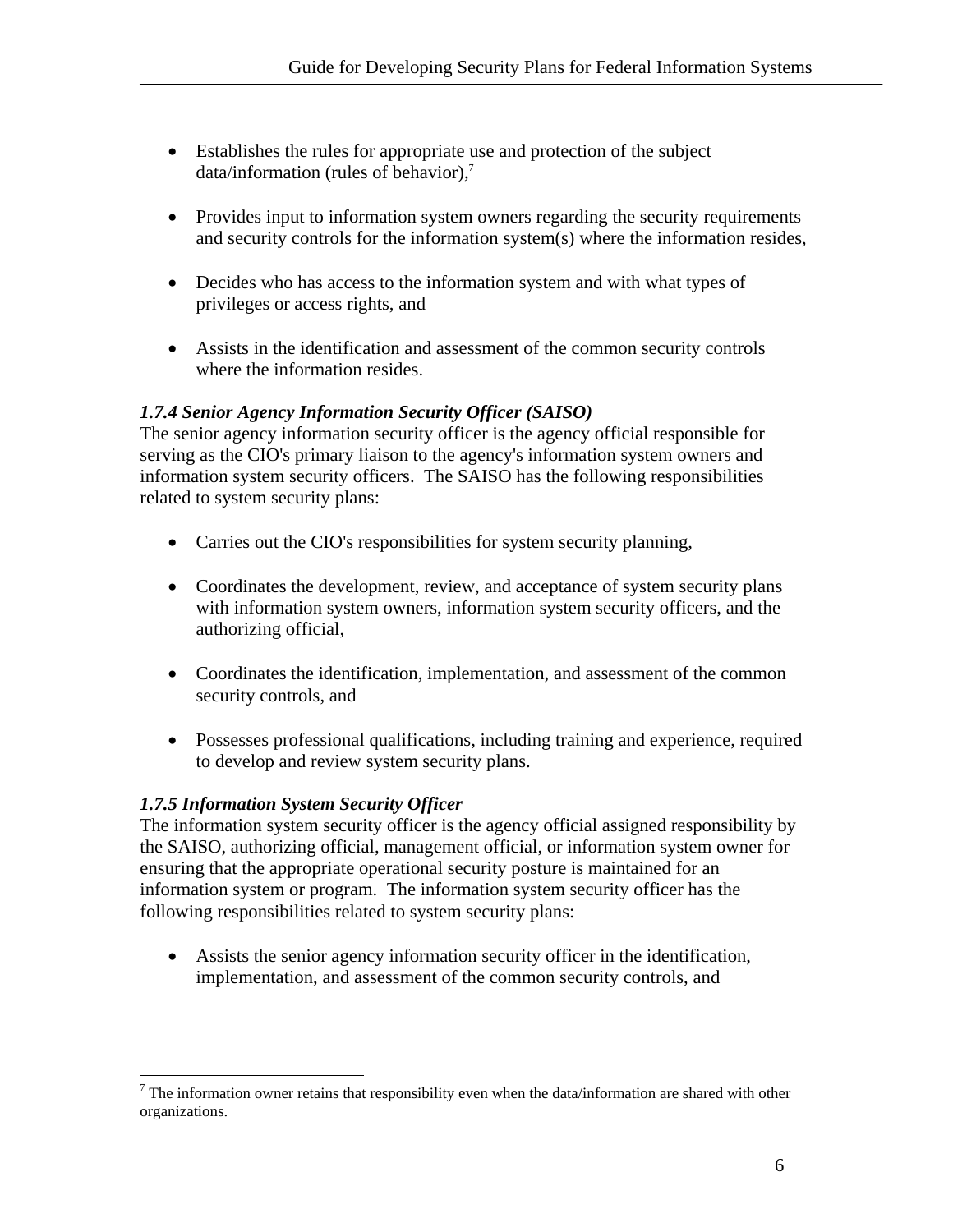- Establishes the rules for appropriate use and protection of the subject data/information (rules of behavior),[7]

- Provides input to information system owners regarding the security requirements and security controls for the information system(s) where the information resides,

- Decides who has access to the information system and with what types of privileges or access rights, and

- Assists in the identification and assessment of the common security controls where the information resides.

### *1.7.4 Senior Agency Information Security Officer (SAISO)*

The senior agency information security officer is the agency official responsible for serving as the CIO's primary liaison to the agency's information system owners and information system security officers. The SAISO has the following responsibilities related to system security plans:

- Carries out the CIO's responsibilities for system security planning,

- Coordinates the development, review, and acceptance of system security plans with information system owners, information system security officers, and the authorizing official,

- Coordinates the identification, implementation, and assessment of the common security controls, and

- Possesses professional qualifications, including training and experience, required to develop and review system security plans.

### *1.7.5 Information System Security Officer*

The information system security officer is the agency official assigned responsibility by the SAISO, authorizing official, management official, or information system owner for ensuring that the appropriate operational security posture is maintained for an information system or program. The information system security officer has the following responsibilities related to system security plans:

- Assists the senior agency information security officer in the identification, implementation, and assessment of the common security controls, and

---

[7] The information owner retains that responsibility even when the data/information are shared with other organizations.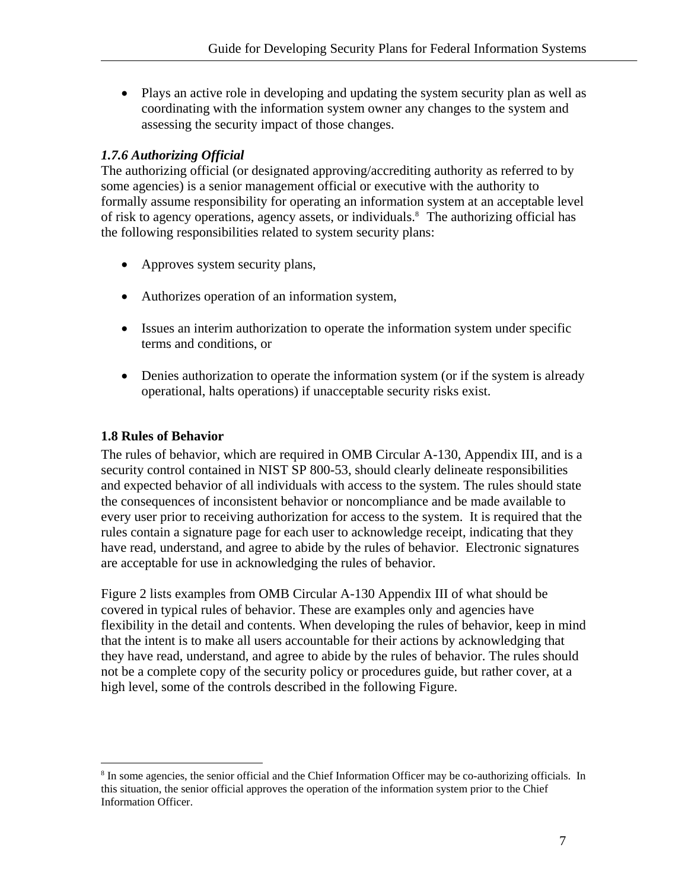- Plays an active role in developing and updating the system security plan as well as coordinating with the information system owner any changes to the system and assessing the security impact of those changes.

### *1.7.6 Authorizing Official*

The authorizing official (or designated approving/accrediting authority as referred to by some agencies) is a senior management official or executive with the authority to formally assume responsibility for operating an information system at an acceptable level of risk to agency operations, agency assets, or individuals.[8] The authorizing official has the following responsibilities related to system security plans:

- Approves system security plans,
- Authorizes operation of an information system,
- Issues an interim authorization to operate the information system under specific terms and conditions, or
- Denies authorization to operate the information system (or if the system is already operational, halts operations) if unacceptable security risks exist.

## 1.8 Rules of Behavior

The rules of behavior, which are required in OMB Circular A-130, Appendix III, and is a security control contained in NIST SP 800-53, should clearly delineate responsibilities and expected behavior of all individuals with access to the system. The rules should state the consequences of inconsistent behavior or noncompliance and be made available to every user prior to receiving authorization for access to the system. It is required that the rules contain a signature page for each user to acknowledge receipt, indicating that they have read, understand, and agree to abide by the rules of behavior. Electronic signatures are acceptable for use in acknowledging the rules of behavior.

Figure 2 lists examples from OMB Circular A-130 Appendix III of what should be covered in typical rules of behavior. These are examples only and agencies have flexibility in the detail and contents. When developing the rules of behavior, keep in mind that the intent is to make all users accountable for their actions by acknowledging that they have read, understand, and agree to abide by the rules of behavior. The rules should not be a complete copy of the security policy or procedures guide, but rather cover, at a high level, some of the controls described in the following Figure.

---

[8] In some agencies, the senior official and the Chief Information Officer may be co-authorizing officials. In this situation, the senior official approves the operation of the information system prior to the Chief Information Officer.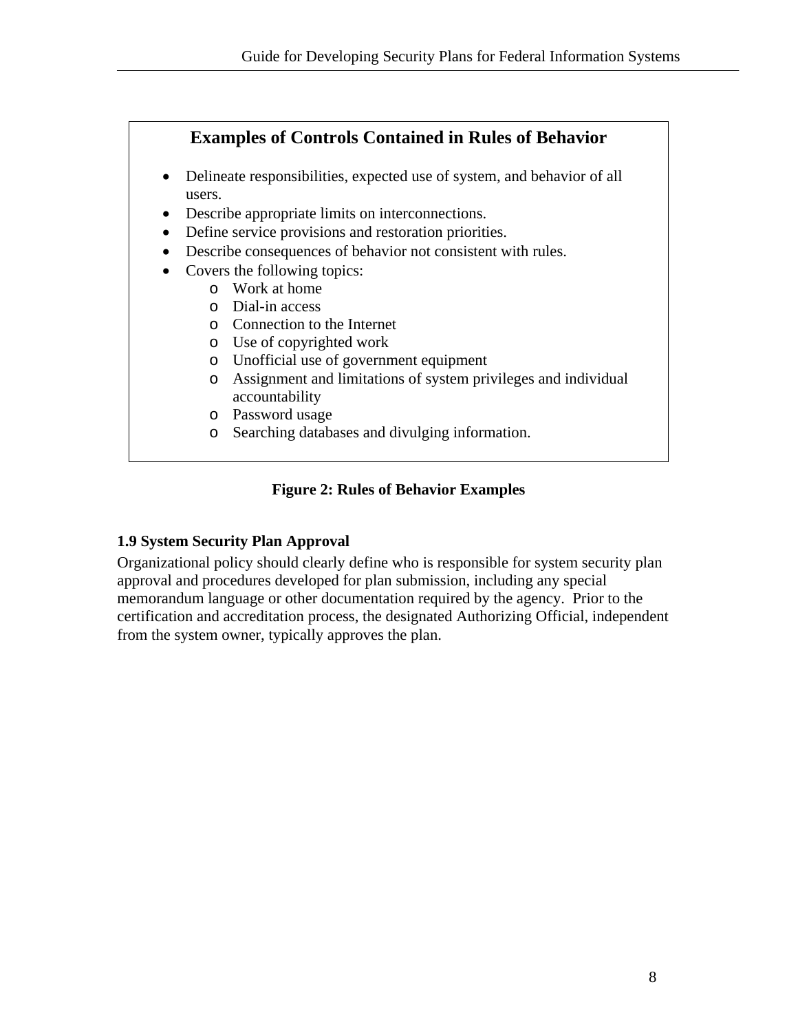**Examples of Controls Contained in Rules of Behavior**

- Delineate responsibilities, expected use of system, and behavior of all users.
- Describe appropriate limits on interconnections.
- Define service provisions and restoration priorities.
- Describe consequences of behavior not consistent with rules.
- Covers the following topics:
  - Work at home
  - Dial-in access
  - Connection to the Internet
  - Use of copyrighted work
  - Unofficial use of government equipment
  - Assignment and limitations of system privileges and individual accountability
  - Password usage
  - Searching databases and divulging information.

**Figure 2: Rules of Behavior Examples**

### 1.9 System Security Plan Approval

Organizational policy should clearly define who is responsible for system security plan approval and procedures developed for plan submission, including any special memorandum language or other documentation required by the agency. Prior to the certification and accreditation process, the designated Authorizing Official, independent from the system owner, typically approves the plan.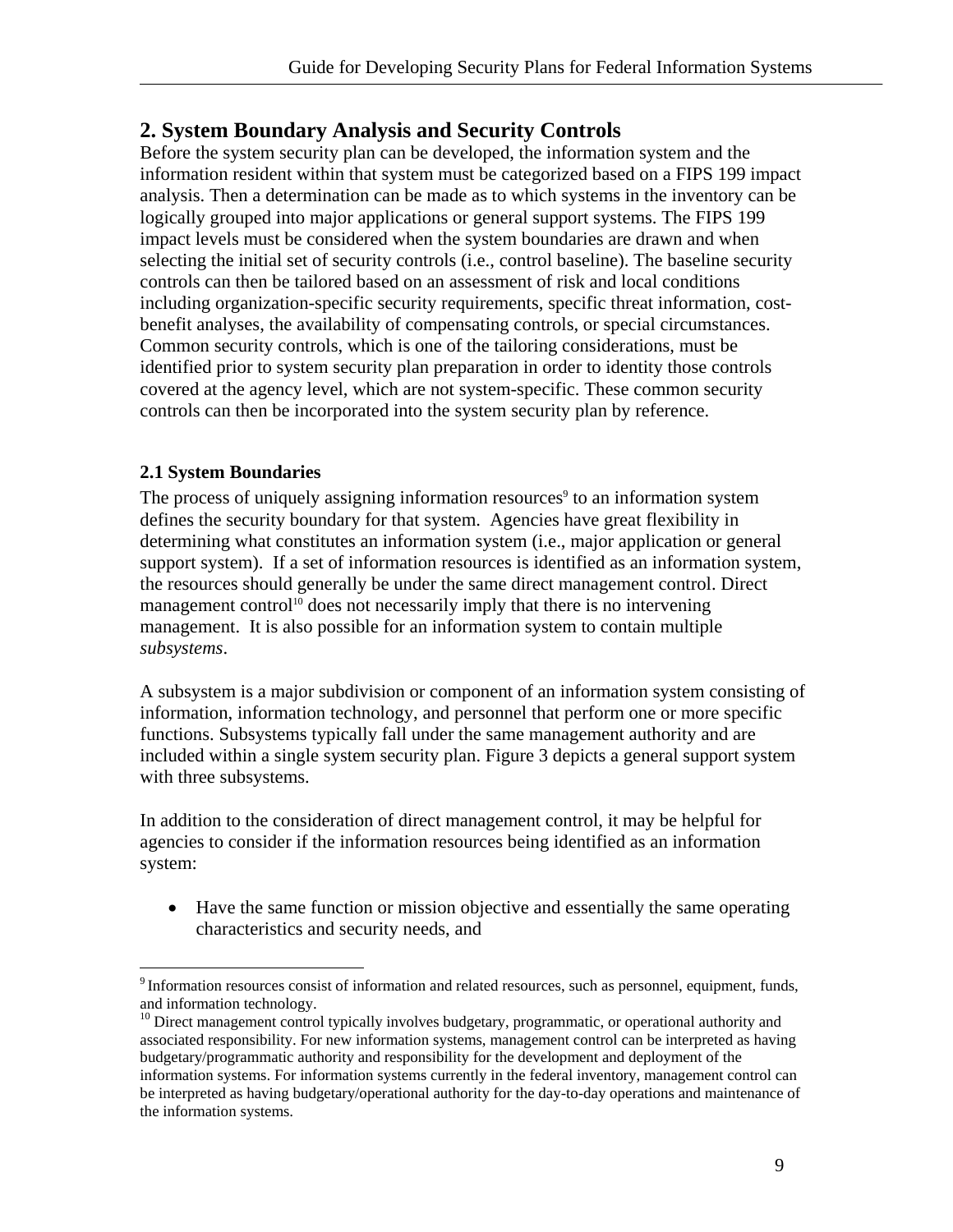## 2. System Boundary Analysis and Security Controls

Before the system security plan can be developed, the information system and the information resident within that system must be categorized based on a FIPS 199 impact analysis. Then a determination can be made as to which systems in the inventory can be logically grouped into major applications or general support systems. The FIPS 199 impact levels must be considered when the system boundaries are drawn and when selecting the initial set of security controls (i.e., control baseline). The baseline security controls can then be tailored based on an assessment of risk and local conditions including organization-specific security requirements, specific threat information, cost-benefit analyses, the availability of compensating controls, or special circumstances. Common security controls, which is one of the tailoring considerations, must be identified prior to system security plan preparation in order to identity those controls covered at the agency level, which are not system-specific. These common security controls can then be incorporated into the system security plan by reference.

### 2.1 System Boundaries

The process of uniquely assigning information resources[9] to an information system defines the security boundary for that system. Agencies have great flexibility in determining what constitutes an information system (i.e., major application or general support system). If a set of information resources is identified as an information system, the resources should generally be under the same direct management control. Direct management control[10] does not necessarily imply that there is no intervening management. It is also possible for an information system to contain multiple *subsystems*.

A subsystem is a major subdivision or component of an information system consisting of information, information technology, and personnel that perform one or more specific functions. Subsystems typically fall under the same management authority and are included within a single system security plan. Figure 3 depicts a general support system with three subsystems.

In addition to the consideration of direct management control, it may be helpful for agencies to consider if the information resources being identified as an information system:

- Have the same function or mission objective and essentially the same operating characteristics and security needs, and

[9] Information resources consist of information and related resources, such as personnel, equipment, funds, and information technology.

[10] Direct management control typically involves budgetary, programmatic, or operational authority and associated responsibility. For new information systems, management control can be interpreted as having budgetary/programmatic authority and responsibility for the development and deployment of the information systems. For information systems currently in the federal inventory, management control can be interpreted as having budgetary/operational authority for the day-to-day operations and maintenance of the information systems.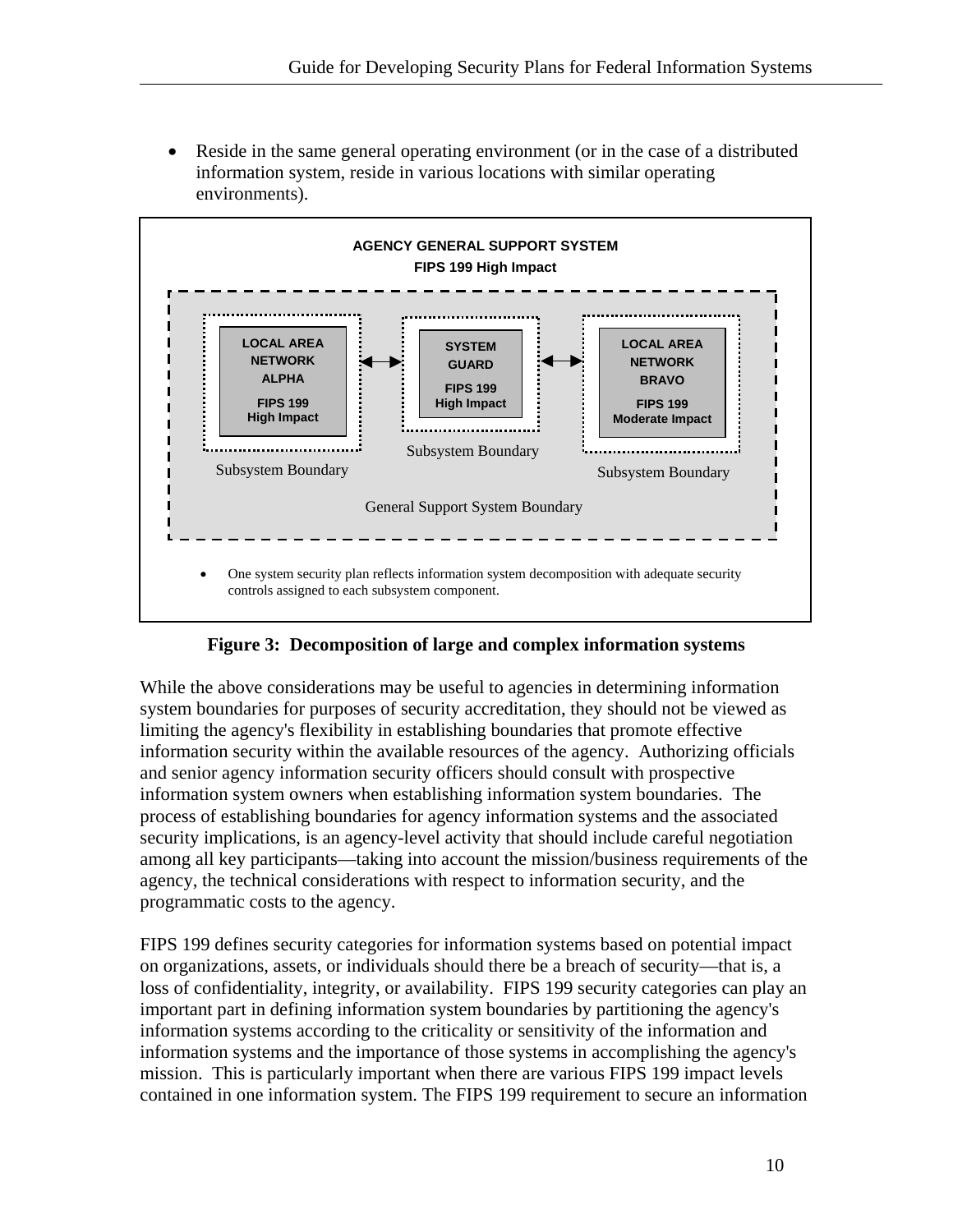- Reside in the same general operating environment (or in the case of a distributed information system, reside in various locations with similar operating environments).

**AGENCY GENERAL SUPPORT SYSTEM**
**FIPS 199 High Impact**

**LOCAL AREA NETWORK ALPHA** — **FIPS 199 High Impact** ↔ **SYSTEM GUARD** — **FIPS 199 High Impact** ↔ **LOCAL AREA NETWORK BRAVO** — **FIPS 199 Moderate Impact**

Subsystem Boundary | Subsystem Boundary | Subsystem Boundary

General Support System Boundary

- One system security plan reflects information system decomposition with adequate security controls assigned to each subsystem component.

**Figure 3: Decomposition of large and complex information systems**

While the above considerations may be useful to agencies in determining information system boundaries for purposes of security accreditation, they should not be viewed as limiting the agency's flexibility in establishing boundaries that promote effective information security within the available resources of the agency. Authorizing officials and senior agency information security officers should consult with prospective information system owners when establishing information system boundaries. The process of establishing boundaries for agency information systems and the associated security implications, is an agency-level activity that should include careful negotiation among all key participants—taking into account the mission/business requirements of the agency, the technical considerations with respect to information security, and the programmatic costs to the agency.

FIPS 199 defines security categories for information systems based on potential impact on organizations, assets, or individuals should there be a breach of security—that is, a loss of confidentiality, integrity, or availability. FIPS 199 security categories can play an important part in defining information system boundaries by partitioning the agency's information systems according to the criticality or sensitivity of the information and information systems and the importance of those systems in accomplishing the agency's mission. This is particularly important when there are various FIPS 199 impact levels contained in one information system. The FIPS 199 requirement to secure an information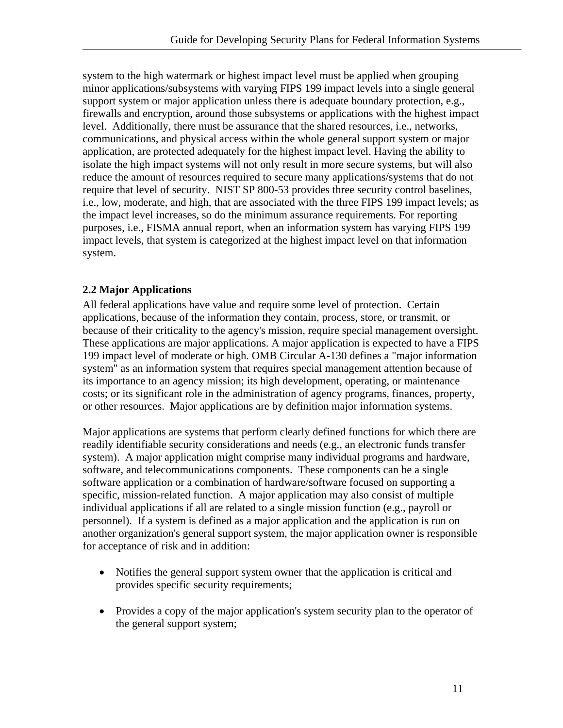system to the high watermark or highest impact level must be applied when grouping minor applications/subsystems with varying FIPS 199 impact levels into a single general support system or major application unless there is adequate boundary protection, e.g., firewalls and encryption, around those subsystems or applications with the highest impact level. Additionally, there must be assurance that the shared resources, i.e., networks, communications, and physical access within the whole general support system or major application, are protected adequately for the highest impact level. Having the ability to isolate the high impact systems will not only result in more secure systems, but will also reduce the amount of resources required to secure many applications/systems that do not require that level of security. NIST SP 800-53 provides three security control baselines, i.e., low, moderate, and high, that are associated with the three FIPS 199 impact levels; as the impact level increases, so do the minimum assurance requirements. For reporting purposes, i.e., FISMA annual report, when an information system has varying FIPS 199 impact levels, that system is categorized at the highest impact level on that information system.

### 2.2 Major Applications

All federal applications have value and require some level of protection. Certain applications, because of the information they contain, process, store, or transmit, or because of their criticality to the agency's mission, require special management oversight. These applications are major applications. A major application is expected to have a FIPS 199 impact level of moderate or high. OMB Circular A-130 defines a "major information system" as an information system that requires special management attention because of its importance to an agency mission; its high development, operating, or maintenance costs; or its significant role in the administration of agency programs, finances, property, or other resources. Major applications are by definition major information systems.

Major applications are systems that perform clearly defined functions for which there are readily identifiable security considerations and needs (e.g., an electronic funds transfer system). A major application might comprise many individual programs and hardware, software, and telecommunications components. These components can be a single software application or a combination of hardware/software focused on supporting a specific, mission-related function. A major application may also consist of multiple individual applications if all are related to a single mission function (e.g., payroll or personnel). If a system is defined as a major application and the application is run on another organization's general support system, the major application owner is responsible for acceptance of risk and in addition:

- Notifies the general support system owner that the application is critical and provides specific security requirements;
- Provides a copy of the major application's system security plan to the operator of the general support system;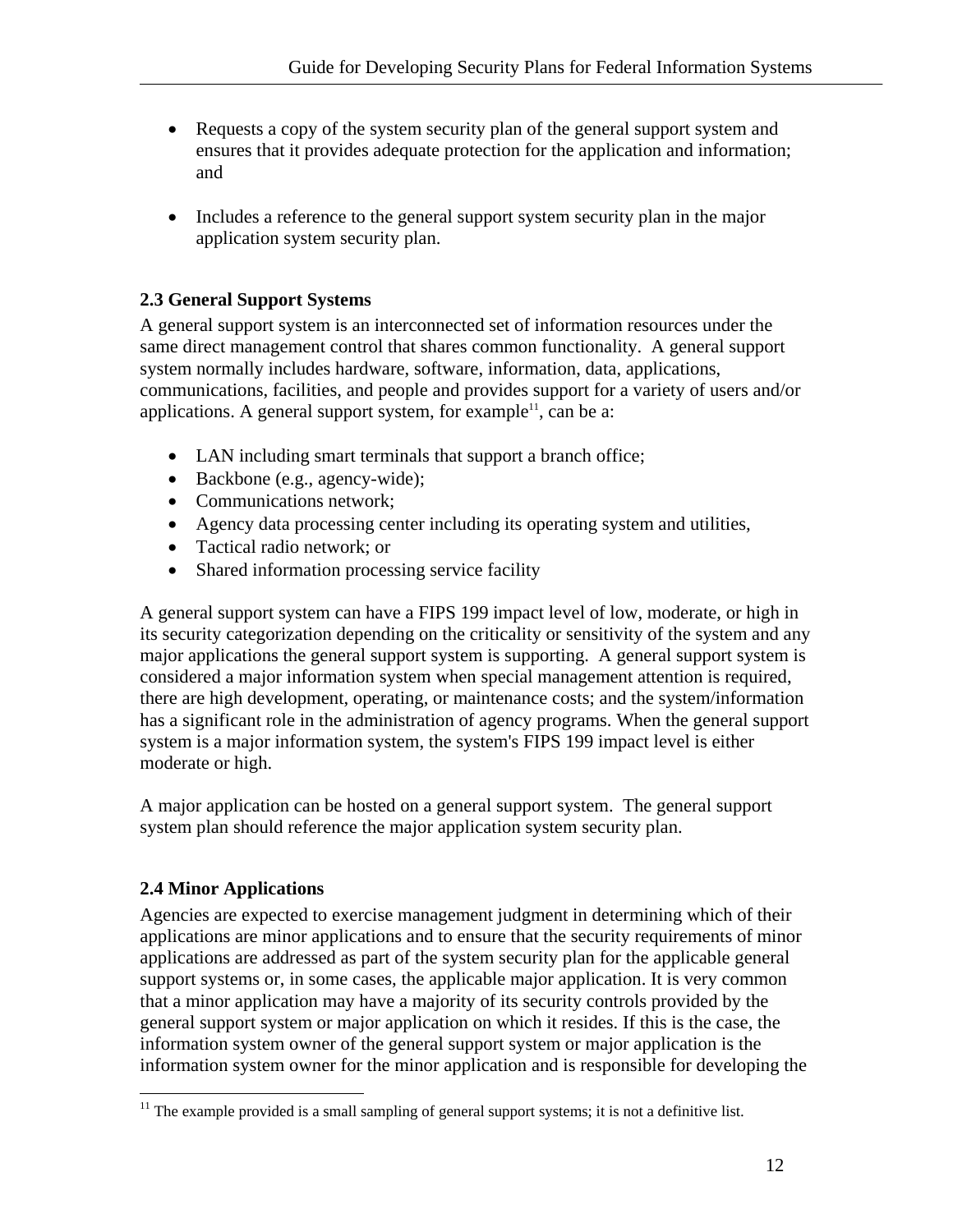- Requests a copy of the system security plan of the general support system and ensures that it provides adequate protection for the application and information; and

- Includes a reference to the general support system security plan in the major application system security plan.

### 2.3 General Support Systems

A general support system is an interconnected set of information resources under the same direct management control that shares common functionality. A general support system normally includes hardware, software, information, data, applications, communications, facilities, and people and provides support for a variety of users and/or applications. A general support system, for example[11], can be a:

- LAN including smart terminals that support a branch office;
- Backbone (e.g., agency-wide);
- Communications network;
- Agency data processing center including its operating system and utilities,
- Tactical radio network; or
- Shared information processing service facility

A general support system can have a FIPS 199 impact level of low, moderate, or high in its security categorization depending on the criticality or sensitivity of the system and any major applications the general support system is supporting. A general support system is considered a major information system when special management attention is required, there are high development, operating, or maintenance costs; and the system/information has a significant role in the administration of agency programs. When the general support system is a major information system, the system's FIPS 199 impact level is either moderate or high.

A major application can be hosted on a general support system. The general support system plan should reference the major application system security plan.

### 2.4 Minor Applications

Agencies are expected to exercise management judgment in determining which of their applications are minor applications and to ensure that the security requirements of minor applications are addressed as part of the system security plan for the applicable general support systems or, in some cases, the applicable major application. It is very common that a minor application may have a majority of its security controls provided by the general support system or major application on which it resides. If this is the case, the information system owner of the general support system or major application is the information system owner for the minor application and is responsible for developing the

---

[11] The example provided is a small sampling of general support systems; it is not a definitive list.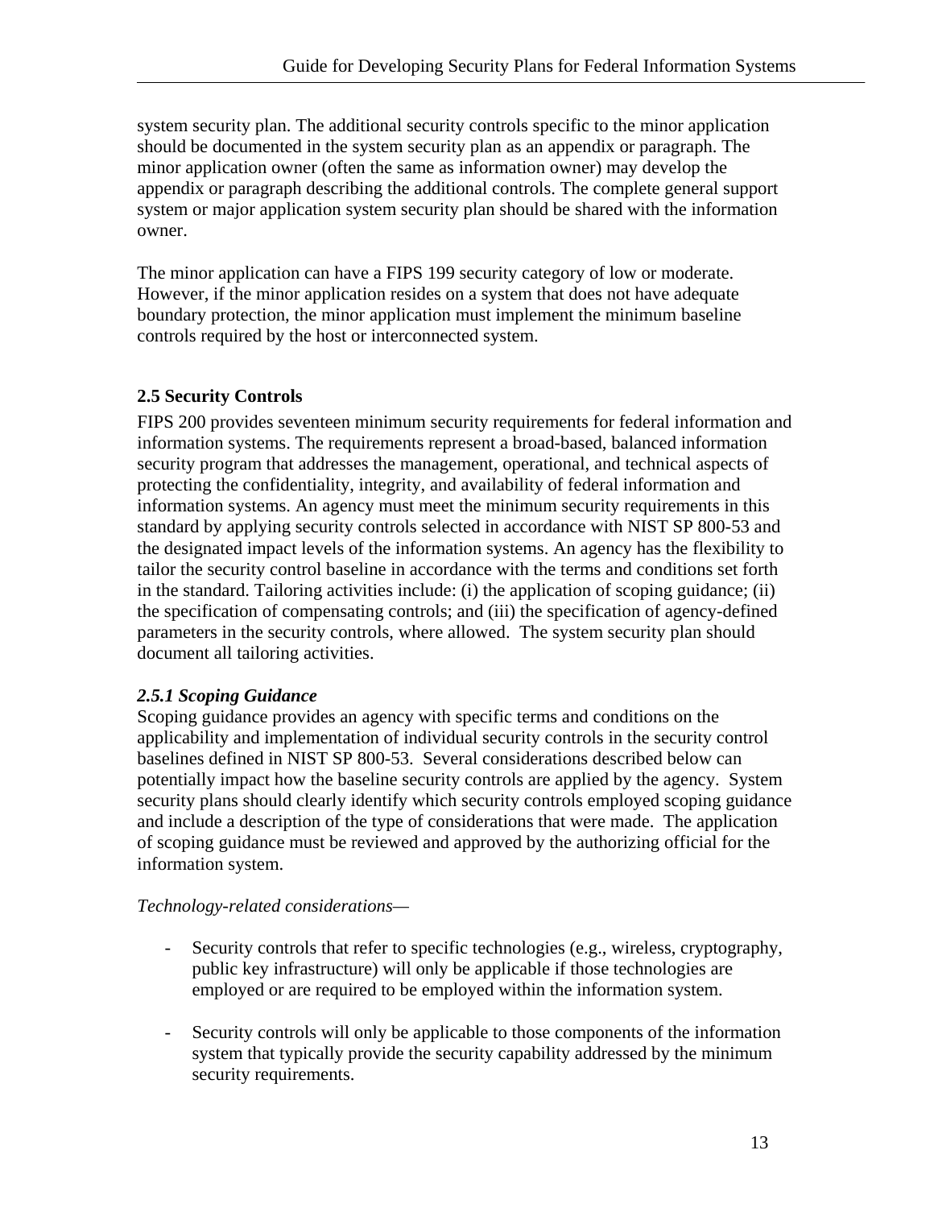system security plan. The additional security controls specific to the minor application should be documented in the system security plan as an appendix or paragraph. The minor application owner (often the same as information owner) may develop the appendix or paragraph describing the additional controls. The complete general support system or major application system security plan should be shared with the information owner.

The minor application can have a FIPS 199 security category of low or moderate. However, if the minor application resides on a system that does not have adequate boundary protection, the minor application must implement the minimum baseline controls required by the host or interconnected system.

## 2.5 Security Controls

FIPS 200 provides seventeen minimum security requirements for federal information and information systems. The requirements represent a broad-based, balanced information security program that addresses the management, operational, and technical aspects of protecting the confidentiality, integrity, and availability of federal information and information systems. An agency must meet the minimum security requirements in this standard by applying security controls selected in accordance with NIST SP 800-53 and the designated impact levels of the information systems. An agency has the flexibility to tailor the security control baseline in accordance with the terms and conditions set forth in the standard. Tailoring activities include: (i) the application of scoping guidance; (ii) the specification of compensating controls; and (iii) the specification of agency-defined parameters in the security controls, where allowed. The system security plan should document all tailoring activities.

### *2.5.1 Scoping Guidance*

Scoping guidance provides an agency with specific terms and conditions on the applicability and implementation of individual security controls in the security control baselines defined in NIST SP 800-53. Several considerations described below can potentially impact how the baseline security controls are applied by the agency. System security plans should clearly identify which security controls employed scoping guidance and include a description of the type of considerations that were made. The application of scoping guidance must be reviewed and approved by the authorizing official for the information system.

*Technology-related considerations—*

- Security controls that refer to specific technologies (e.g., wireless, cryptography, public key infrastructure) will only be applicable if those technologies are employed or are required to be employed within the information system.

- Security controls will only be applicable to those components of the information system that typically provide the security capability addressed by the minimum security requirements.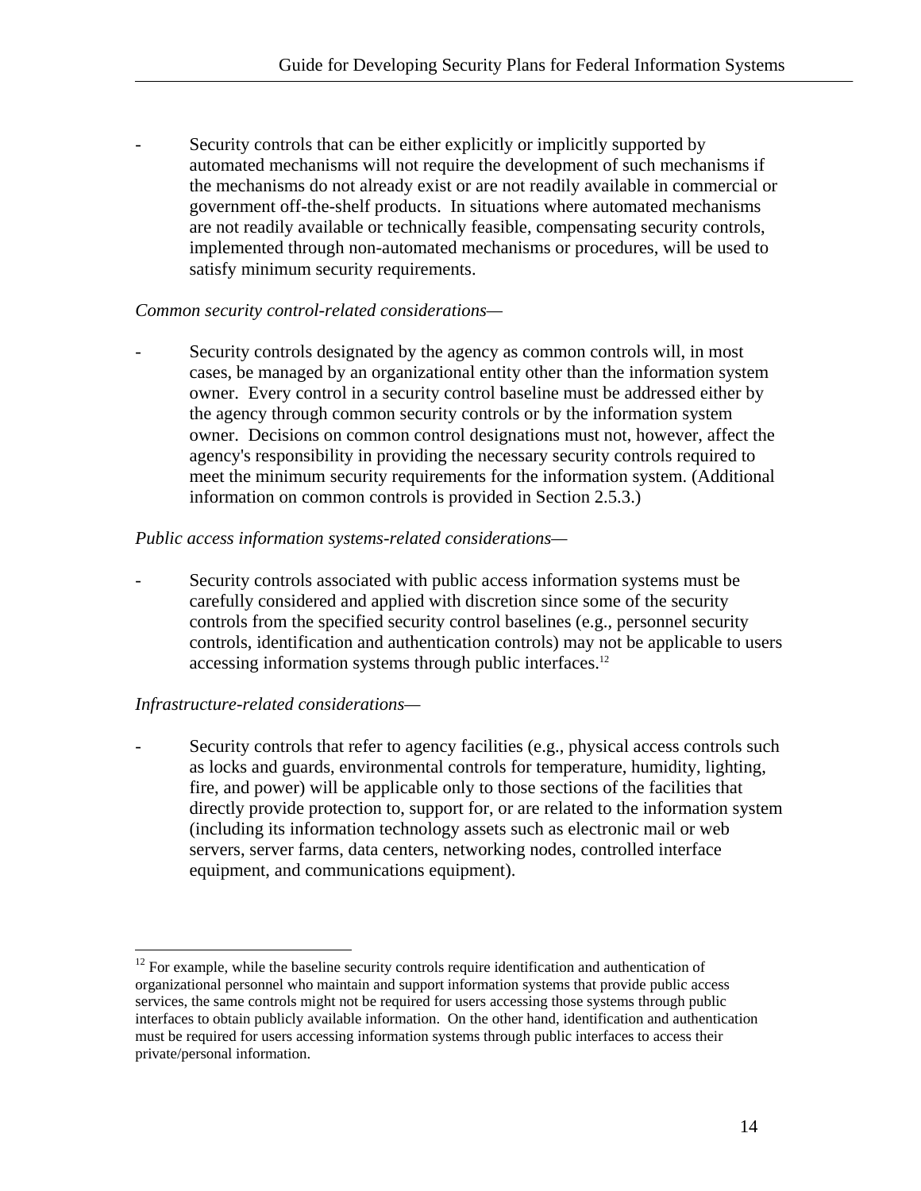- Security controls that can be either explicitly or implicitly supported by automated mechanisms will not require the development of such mechanisms if the mechanisms do not already exist or are not readily available in commercial or government off-the-shelf products. In situations where automated mechanisms are not readily available or technically feasible, compensating security controls, implemented through non-automated mechanisms or procedures, will be used to satisfy minimum security requirements.

*Common security control-related considerations—*

- Security controls designated by the agency as common controls will, in most cases, be managed by an organizational entity other than the information system owner. Every control in a security control baseline must be addressed either by the agency through common security controls or by the information system owner. Decisions on common control designations must not, however, affect the agency's responsibility in providing the necessary security controls required to meet the minimum security requirements for the information system. (Additional information on common controls is provided in Section 2.5.3.)

*Public access information systems-related considerations—*

- Security controls associated with public access information systems must be carefully considered and applied with discretion since some of the security controls from the specified security control baselines (e.g., personnel security controls, identification and authentication controls) may not be applicable to users accessing information systems through public interfaces.[12]

*Infrastructure-related considerations—*

- Security controls that refer to agency facilities (e.g., physical access controls such as locks and guards, environmental controls for temperature, humidity, lighting, fire, and power) will be applicable only to those sections of the facilities that directly provide protection to, support for, or are related to the information system (including its information technology assets such as electronic mail or web servers, server farms, data centers, networking nodes, controlled interface equipment, and communications equipment).

---

[12] For example, while the baseline security controls require identification and authentication of organizational personnel who maintain and support information systems that provide public access services, the same controls might not be required for users accessing those systems through public interfaces to obtain publicly available information. On the other hand, identification and authentication must be required for users accessing information systems through public interfaces to access their private/personal information.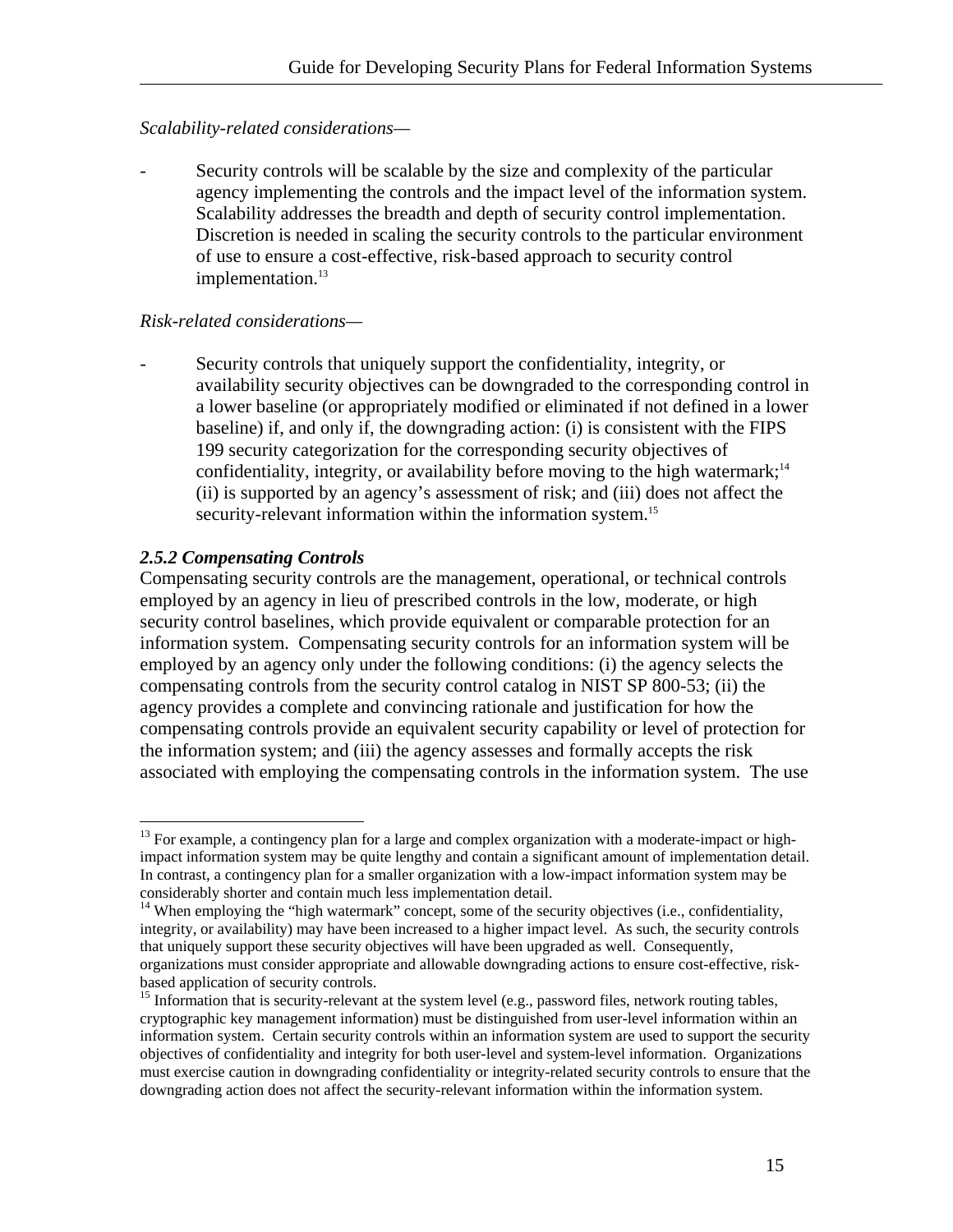*Scalability-related considerations—*

- Security controls will be scalable by the size and complexity of the particular agency implementing the controls and the impact level of the information system. Scalability addresses the breadth and depth of security control implementation. Discretion is needed in scaling the security controls to the particular environment of use to ensure a cost-effective, risk-based approach to security control implementation.[13]

*Risk-related considerations—*

- Security controls that uniquely support the confidentiality, integrity, or availability security objectives can be downgraded to the corresponding control in a lower baseline (or appropriately modified or eliminated if not defined in a lower baseline) if, and only if, the downgrading action: (i) is consistent with the FIPS 199 security categorization for the corresponding security objectives of confidentiality, integrity, or availability before moving to the high watermark;[14] (ii) is supported by an agency's assessment of risk; and (iii) does not affect the security-relevant information within the information system.[15]

### *2.5.2 Compensating Controls*

Compensating security controls are the management, operational, or technical controls employed by an agency in lieu of prescribed controls in the low, moderate, or high security control baselines, which provide equivalent or comparable protection for an information system. Compensating security controls for an information system will be employed by an agency only under the following conditions: (i) the agency selects the compensating controls from the security control catalog in NIST SP 800-53; (ii) the agency provides a complete and convincing rationale and justification for how the compensating controls provide an equivalent security capability or level of protection for the information system; and (iii) the agency assesses and formally accepts the risk associated with employing the compensating controls in the information system. The use

---

[13] For example, a contingency plan for a large and complex organization with a moderate-impact or high-impact information system may be quite lengthy and contain a significant amount of implementation detail. In contrast, a contingency plan for a smaller organization with a low-impact information system may be considerably shorter and contain much less implementation detail.

[14] When employing the "high watermark" concept, some of the security objectives (i.e., confidentiality, integrity, or availability) may have been increased to a higher impact level. As such, the security controls that uniquely support these security objectives will have been upgraded as well. Consequently, organizations must consider appropriate and allowable downgrading actions to ensure cost-effective, risk-based application of security controls.

[15] Information that is security-relevant at the system level (e.g., password files, network routing tables, cryptographic key management information) must be distinguished from user-level information within an information system. Certain security controls within an information system are used to support the security objectives of confidentiality and integrity for both user-level and system-level information. Organizations must exercise caution in downgrading confidentiality or integrity-related security controls to ensure that the downgrading action does not affect the security-relevant information within the information system.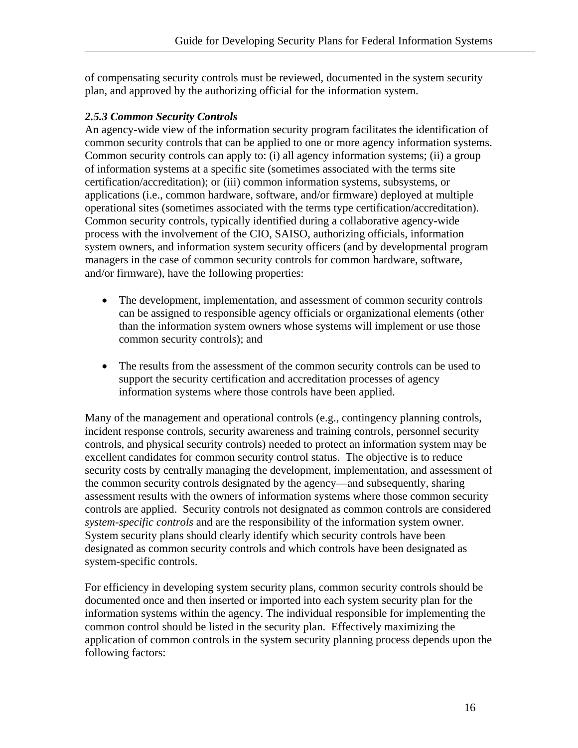of compensating security controls must be reviewed, documented in the system security plan, and approved by the authorizing official for the information system.

### *2.5.3 Common Security Controls*

An agency-wide view of the information security program facilitates the identification of common security controls that can be applied to one or more agency information systems. Common security controls can apply to: (i) all agency information systems; (ii) a group of information systems at a specific site (sometimes associated with the terms site certification/accreditation); or (iii) common information systems, subsystems, or applications (i.e., common hardware, software, and/or firmware) deployed at multiple operational sites (sometimes associated with the terms type certification/accreditation). Common security controls, typically identified during a collaborative agency-wide process with the involvement of the CIO, SAISO, authorizing officials, information system owners, and information system security officers (and by developmental program managers in the case of common security controls for common hardware, software, and/or firmware), have the following properties:

- The development, implementation, and assessment of common security controls can be assigned to responsible agency officials or organizational elements (other than the information system owners whose systems will implement or use those common security controls); and

- The results from the assessment of the common security controls can be used to support the security certification and accreditation processes of agency information systems where those controls have been applied.

Many of the management and operational controls (e.g., contingency planning controls, incident response controls, security awareness and training controls, personnel security controls, and physical security controls) needed to protect an information system may be excellent candidates for common security control status. The objective is to reduce security costs by centrally managing the development, implementation, and assessment of the common security controls designated by the agency—and subsequently, sharing assessment results with the owners of information systems where those common security controls are applied. Security controls not designated as common controls are considered *system-specific controls* and are the responsibility of the information system owner. System security plans should clearly identify which security controls have been designated as common security controls and which controls have been designated as system-specific controls.

For efficiency in developing system security plans, common security controls should be documented once and then inserted or imported into each system security plan for the information systems within the agency. The individual responsible for implementing the common control should be listed in the security plan. Effectively maximizing the application of common controls in the system security planning process depends upon the following factors: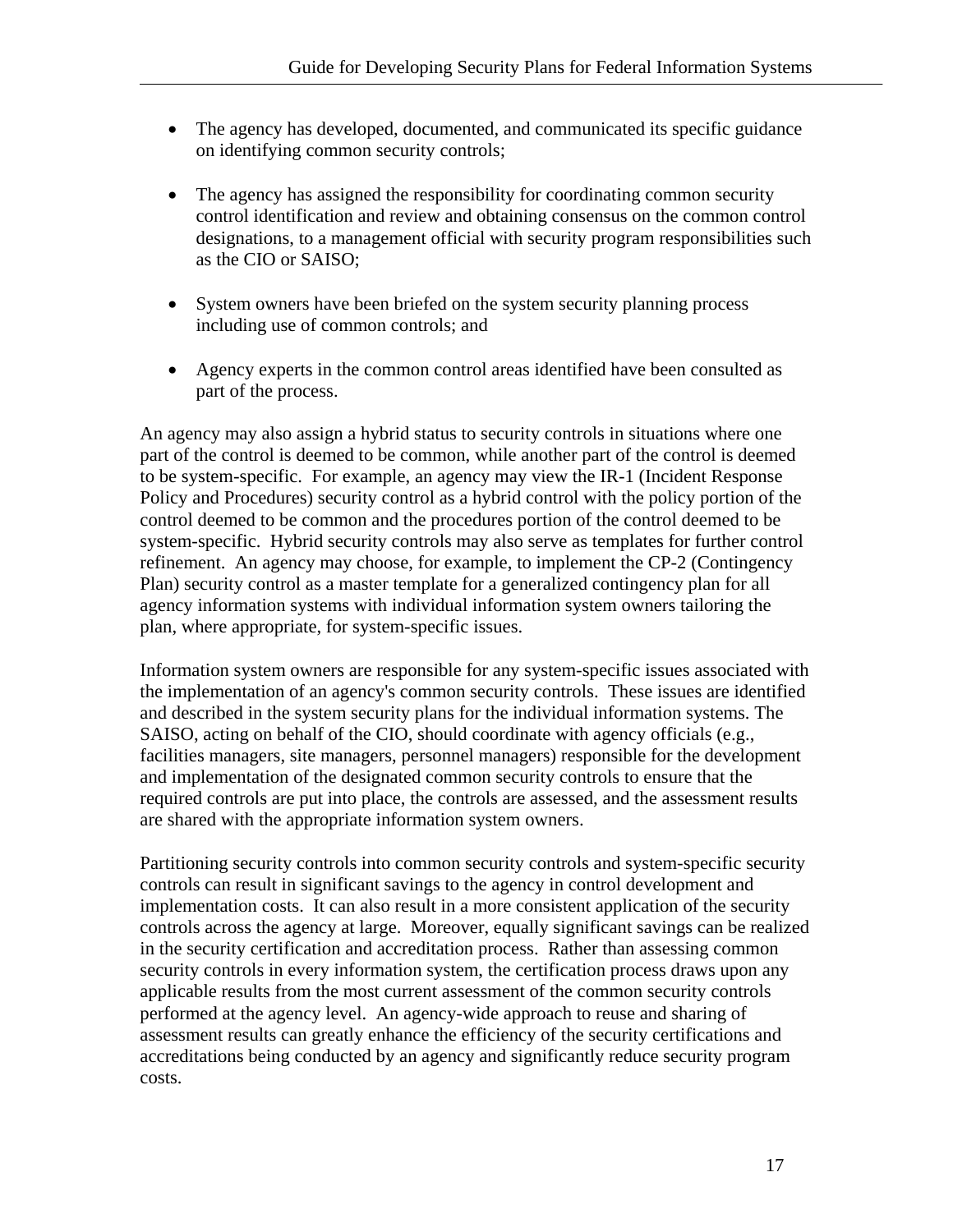- The agency has developed, documented, and communicated its specific guidance on identifying common security controls;
- The agency has assigned the responsibility for coordinating common security control identification and review and obtaining consensus on the common control designations, to a management official with security program responsibilities such as the CIO or SAISO;
- System owners have been briefed on the system security planning process including use of common controls; and
- Agency experts in the common control areas identified have been consulted as part of the process.

An agency may also assign a hybrid status to security controls in situations where one part of the control is deemed to be common, while another part of the control is deemed to be system-specific. For example, an agency may view the IR-1 (Incident Response Policy and Procedures) security control as a hybrid control with the policy portion of the control deemed to be common and the procedures portion of the control deemed to be system-specific. Hybrid security controls may also serve as templates for further control refinement. An agency may choose, for example, to implement the CP-2 (Contingency Plan) security control as a master template for a generalized contingency plan for all agency information systems with individual information system owners tailoring the plan, where appropriate, for system-specific issues.

Information system owners are responsible for any system-specific issues associated with the implementation of an agency's common security controls. These issues are identified and described in the system security plans for the individual information systems. The SAISO, acting on behalf of the CIO, should coordinate with agency officials (e.g., facilities managers, site managers, personnel managers) responsible for the development and implementation of the designated common security controls to ensure that the required controls are put into place, the controls are assessed, and the assessment results are shared with the appropriate information system owners.

Partitioning security controls into common security controls and system-specific security controls can result in significant savings to the agency in control development and implementation costs. It can also result in a more consistent application of the security controls across the agency at large. Moreover, equally significant savings can be realized in the security certification and accreditation process. Rather than assessing common security controls in every information system, the certification process draws upon any applicable results from the most current assessment of the common security controls performed at the agency level. An agency-wide approach to reuse and sharing of assessment results can greatly enhance the efficiency of the security certifications and accreditations being conducted by an agency and significantly reduce security program costs.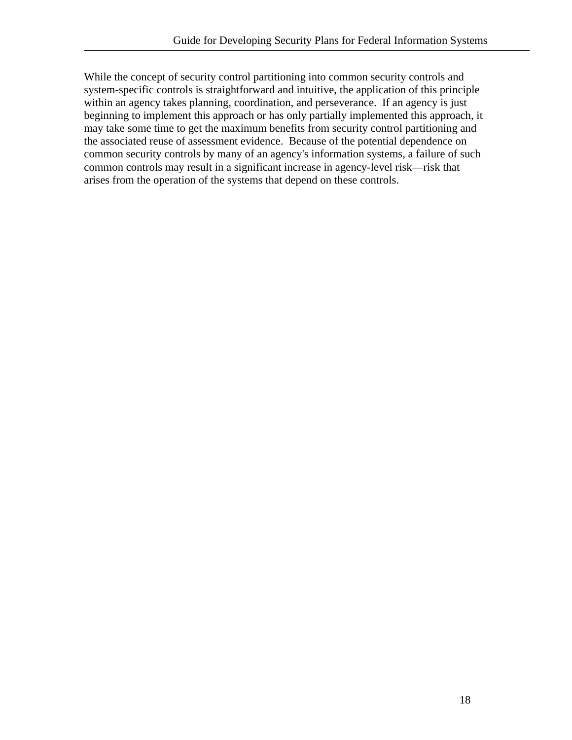While the concept of security control partitioning into common security controls and system-specific controls is straightforward and intuitive, the application of this principle within an agency takes planning, coordination, and perseverance. If an agency is just beginning to implement this approach or has only partially implemented this approach, it may take some time to get the maximum benefits from security control partitioning and the associated reuse of assessment evidence. Because of the potential dependence on common security controls by many of an agency's information systems, a failure of such common controls may result in a significant increase in agency-level risk—risk that arises from the operation of the systems that depend on these controls.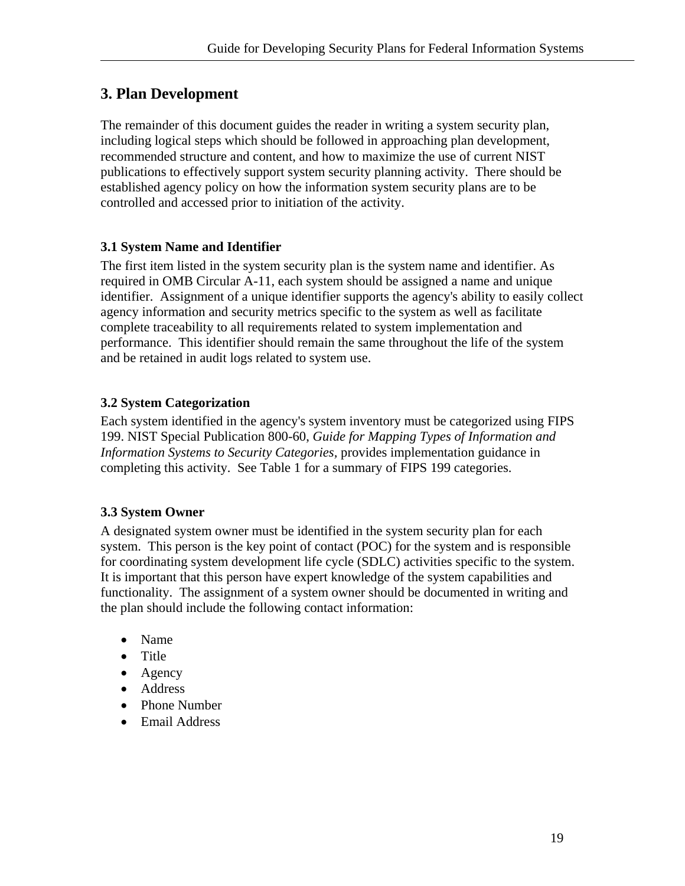## 3. Plan Development

The remainder of this document guides the reader in writing a system security plan, including logical steps which should be followed in approaching plan development, recommended structure and content, and how to maximize the use of current NIST publications to effectively support system security planning activity. There should be established agency policy on how the information system security plans are to be controlled and accessed prior to initiation of the activity.

### 3.1 System Name and Identifier

The first item listed in the system security plan is the system name and identifier. As required in OMB Circular A-11, each system should be assigned a name and unique identifier. Assignment of a unique identifier supports the agency's ability to easily collect agency information and security metrics specific to the system as well as facilitate complete traceability to all requirements related to system implementation and performance. This identifier should remain the same throughout the life of the system and be retained in audit logs related to system use.

### 3.2 System Categorization

Each system identified in the agency's system inventory must be categorized using FIPS 199. NIST Special Publication 800-60, *Guide for Mapping Types of Information and Information Systems to Security Categories,* provides implementation guidance in completing this activity. See Table 1 for a summary of FIPS 199 categories.

### 3.3 System Owner

A designated system owner must be identified in the system security plan for each system. This person is the key point of contact (POC) for the system and is responsible for coordinating system development life cycle (SDLC) activities specific to the system. It is important that this person have expert knowledge of the system capabilities and functionality. The assignment of a system owner should be documented in writing and the plan should include the following contact information:

- Name
- Title
- Agency
- Address
- Phone Number
- Email Address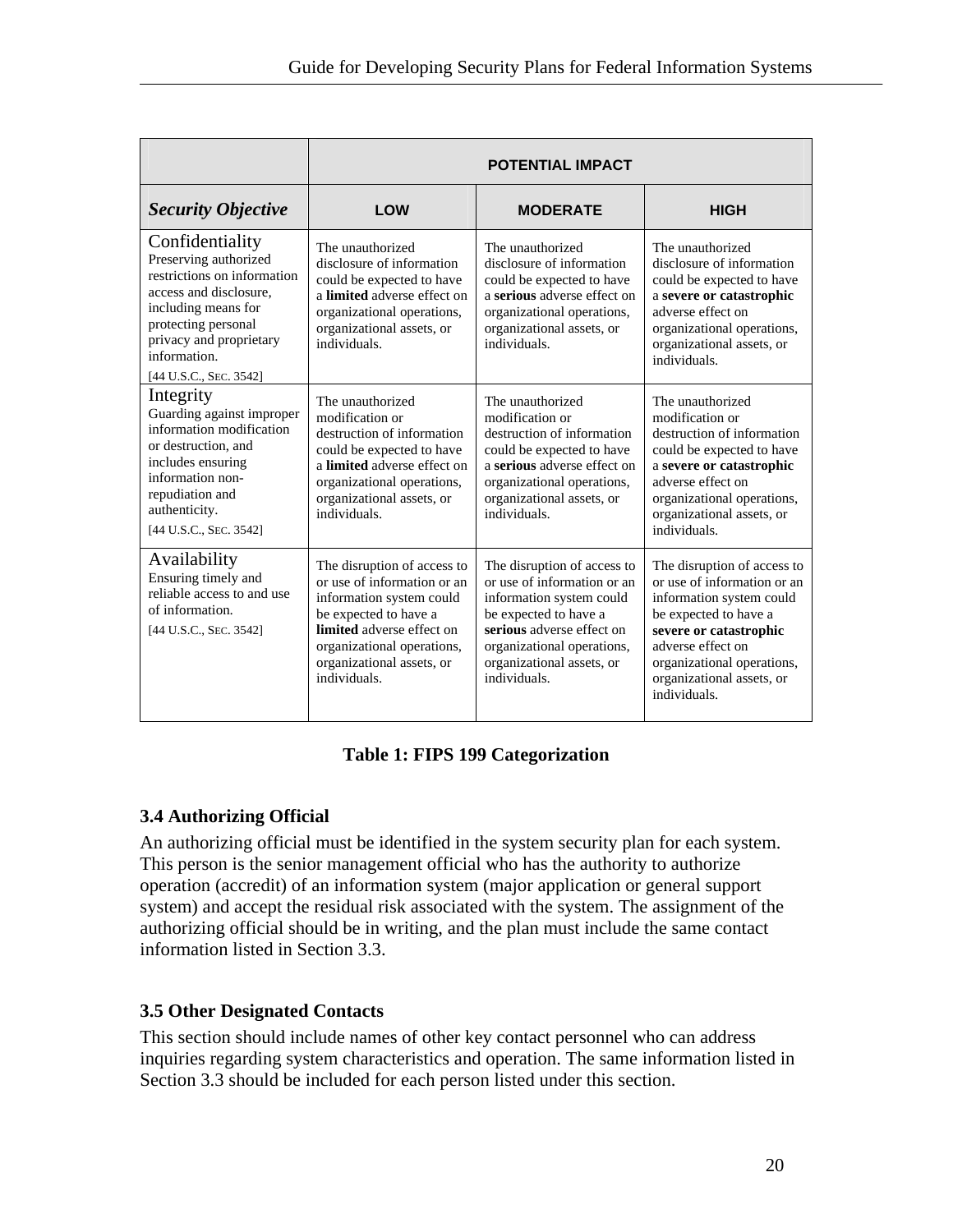| | POTENTIAL IMPACT | | |
|---|---|---|---|
| ***Security Objective*** | **LOW** | **MODERATE** | **HIGH** |
| Confidentiality<br>Preserving authorized restrictions on information access and disclosure, including means for protecting personal privacy and proprietary information.<br>[44 U.S.C., SEC. 3542] | The unauthorized disclosure of information could be expected to have a **limited** adverse effect on organizational operations, organizational assets, or individuals. | The unauthorized disclosure of information could be expected to have a **serious** adverse effect on organizational operations, organizational assets, or individuals. | The unauthorized disclosure of information could be expected to have a **severe or catastrophic** adverse effect on organizational operations, organizational assets, or individuals. |
| Integrity<br>Guarding against improper information modification or destruction, and includes ensuring information non-repudiation and authenticity.<br>[44 U.S.C., SEC. 3542] | The unauthorized modification or destruction of information could be expected to have a **limited** adverse effect on organizational operations, organizational assets, or individuals. | The unauthorized modification or destruction of information could be expected to have a **serious** adverse effect on organizational operations, organizational assets, or individuals. | The unauthorized modification or destruction of information could be expected to have a **severe or catastrophic** adverse effect on organizational operations, organizational assets, or individuals. |
| Availability<br>Ensuring timely and reliable access to and use of information.<br>[44 U.S.C., SEC. 3542] | The disruption of access to or use of information or an information system could be expected to have a **limited** adverse effect on organizational operations, organizational assets, or individuals. | The disruption of access to or use of information or an information system could be expected to have a **serious** adverse effect on organizational operations, organizational assets, or individuals. | The disruption of access to or use of information or an information system could be expected to have a **severe or catastrophic** adverse effect on organizational operations, organizational assets, or individuals. |

**Table 1: FIPS 199 Categorization**

### 3.4 Authorizing Official

An authorizing official must be identified in the system security plan for each system. This person is the senior management official who has the authority to authorize operation (accredit) of an information system (major application or general support system) and accept the residual risk associated with the system. The assignment of the authorizing official should be in writing, and the plan must include the same contact information listed in Section 3.3.

### 3.5 Other Designated Contacts

This section should include names of other key contact personnel who can address inquiries regarding system characteristics and operation. The same information listed in Section 3.3 should be included for each person listed under this section.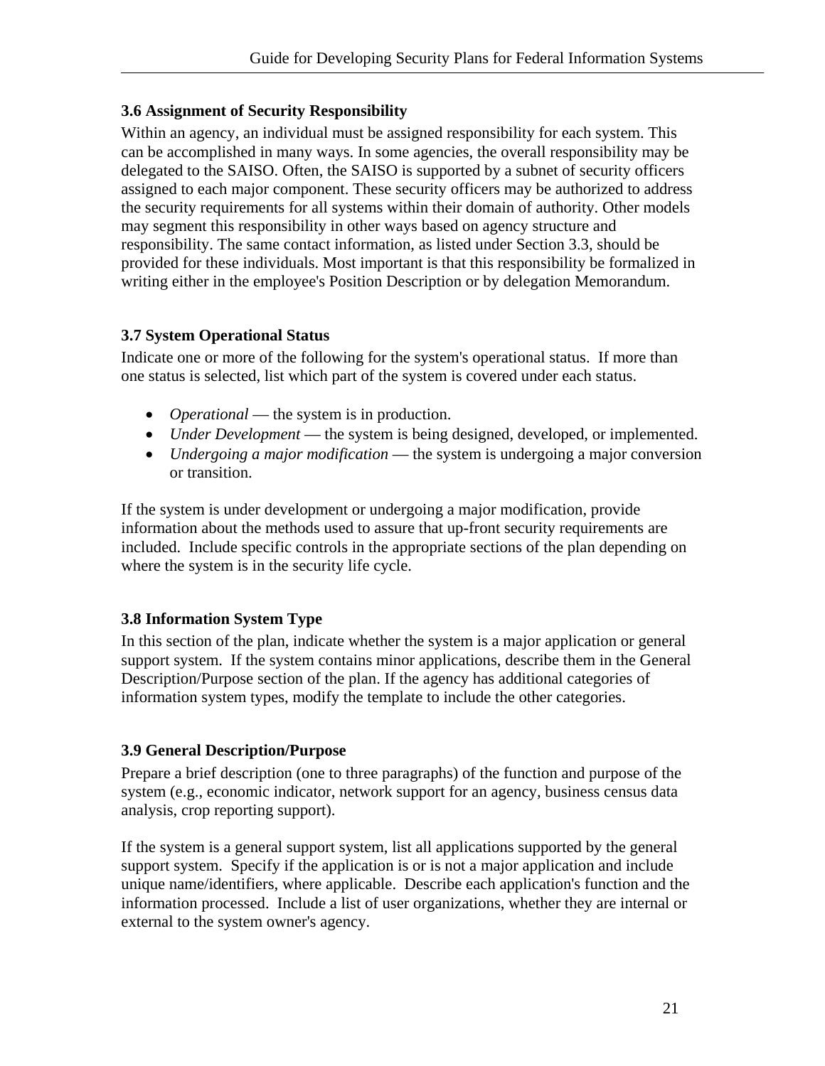### 3.6 Assignment of Security Responsibility

Within an agency, an individual must be assigned responsibility for each system. This can be accomplished in many ways. In some agencies, the overall responsibility may be delegated to the SAISO. Often, the SAISO is supported by a subnet of security officers assigned to each major component. These security officers may be authorized to address the security requirements for all systems within their domain of authority. Other models may segment this responsibility in other ways based on agency structure and responsibility. The same contact information, as listed under Section 3.3, should be provided for these individuals. Most important is that this responsibility be formalized in writing either in the employee's Position Description or by delegation Memorandum.

### 3.7 System Operational Status

Indicate one or more of the following for the system's operational status. If more than one status is selected, list which part of the system is covered under each status.

- *Operational* — the system is in production.
- *Under Development* — the system is being designed, developed, or implemented.
- *Undergoing a major modification* — the system is undergoing a major conversion or transition.

If the system is under development or undergoing a major modification, provide information about the methods used to assure that up-front security requirements are included. Include specific controls in the appropriate sections of the plan depending on where the system is in the security life cycle.

### 3.8 Information System Type

In this section of the plan, indicate whether the system is a major application or general support system. If the system contains minor applications, describe them in the General Description/Purpose section of the plan. If the agency has additional categories of information system types, modify the template to include the other categories.

### 3.9 General Description/Purpose

Prepare a brief description (one to three paragraphs) of the function and purpose of the system (e.g., economic indicator, network support for an agency, business census data analysis, crop reporting support).

If the system is a general support system, list all applications supported by the general support system. Specify if the application is or is not a major application and include unique name/identifiers, where applicable. Describe each application's function and the information processed. Include a list of user organizations, whether they are internal or external to the system owner's agency.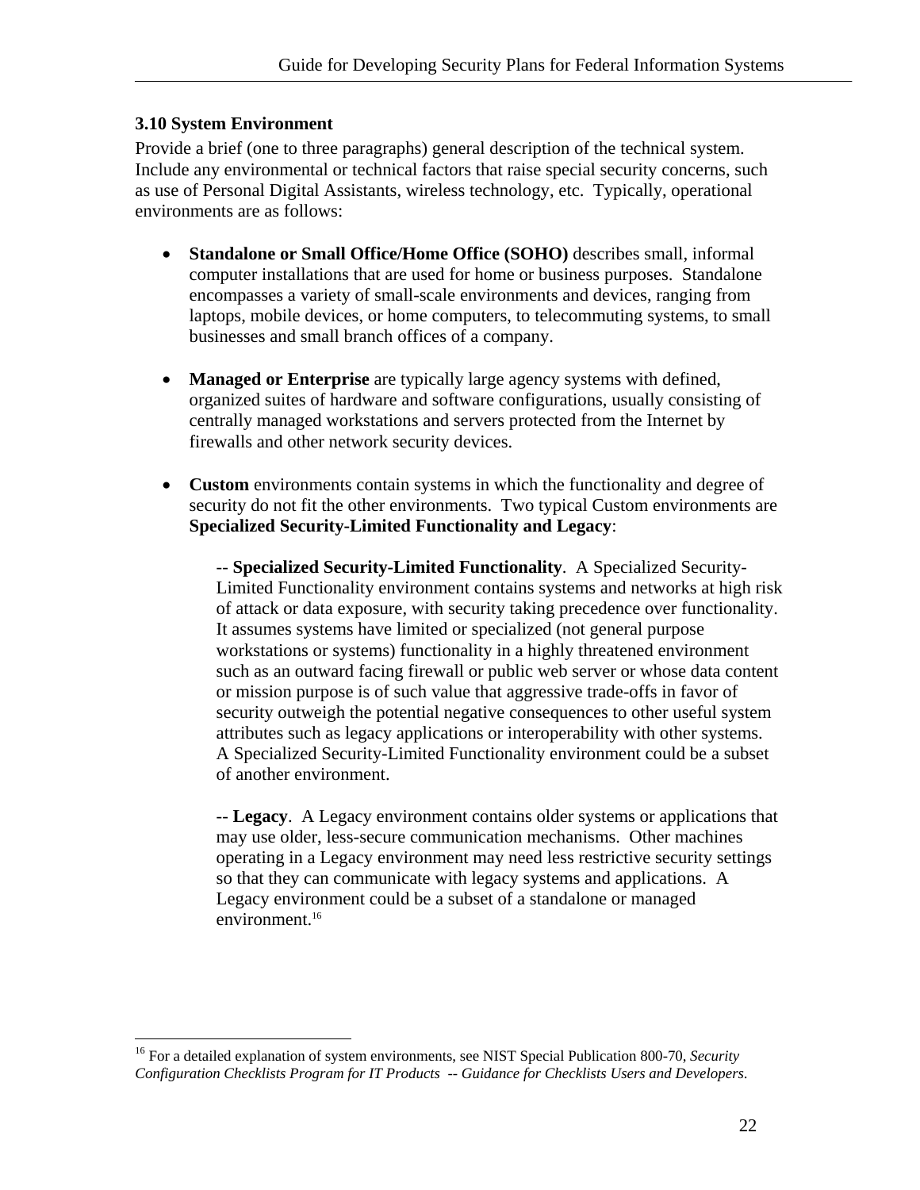### 3.10 System Environment

Provide a brief (one to three paragraphs) general description of the technical system. Include any environmental or technical factors that raise special security concerns, such as use of Personal Digital Assistants, wireless technology, etc. Typically, operational environments are as follows:

- **Standalone or Small Office/Home Office (SOHO)** describes small, informal computer installations that are used for home or business purposes. Standalone encompasses a variety of small-scale environments and devices, ranging from laptops, mobile devices, or home computers, to telecommuting systems, to small businesses and small branch offices of a company.

- **Managed or Enterprise** are typically large agency systems with defined, organized suites of hardware and software configurations, usually consisting of centrally managed workstations and servers protected from the Internet by firewalls and other network security devices.

- **Custom** environments contain systems in which the functionality and degree of security do not fit the other environments. Two typical Custom environments are **Specialized Security-Limited Functionality and Legacy**:

  -- **Specialized Security-Limited Functionality**. A Specialized Security-Limited Functionality environment contains systems and networks at high risk of attack or data exposure, with security taking precedence over functionality. It assumes systems have limited or specialized (not general purpose workstations or systems) functionality in a highly threatened environment such as an outward facing firewall or public web server or whose data content or mission purpose is of such value that aggressive trade-offs in favor of security outweigh the potential negative consequences to other useful system attributes such as legacy applications or interoperability with other systems. A Specialized Security-Limited Functionality environment could be a subset of another environment.

  -- **Legacy**. A Legacy environment contains older systems or applications that may use older, less-secure communication mechanisms. Other machines operating in a Legacy environment may need less restrictive security settings so that they can communicate with legacy systems and applications. A Legacy environment could be a subset of a standalone or managed environment.[16]

---

[16] For a detailed explanation of system environments, see NIST Special Publication 800-70, *Security Configuration Checklists Program for IT Products -- Guidance for Checklists Users and Developers*.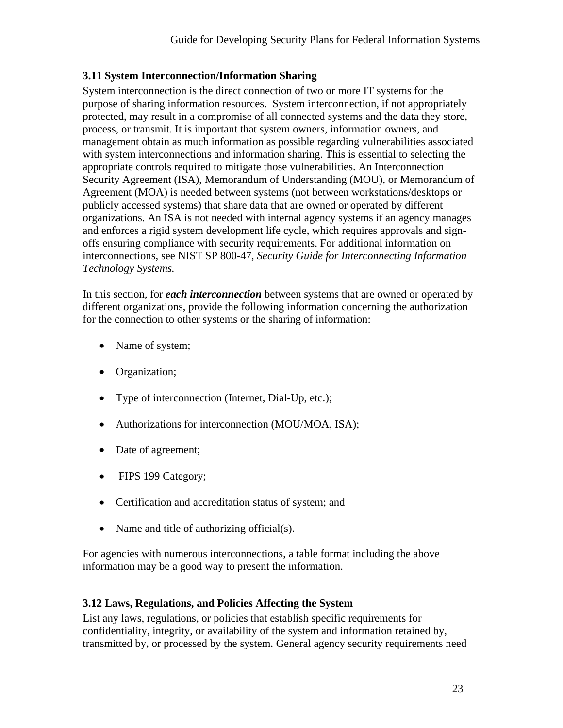### 3.11 System Interconnection/Information Sharing

System interconnection is the direct connection of two or more IT systems for the purpose of sharing information resources. System interconnection, if not appropriately protected, may result in a compromise of all connected systems and the data they store, process, or transmit. It is important that system owners, information owners, and management obtain as much information as possible regarding vulnerabilities associated with system interconnections and information sharing. This is essential to selecting the appropriate controls required to mitigate those vulnerabilities. An Interconnection Security Agreement (ISA), Memorandum of Understanding (MOU), or Memorandum of Agreement (MOA) is needed between systems (not between workstations/desktops or publicly accessed systems) that share data that are owned or operated by different organizations. An ISA is not needed with internal agency systems if an agency manages and enforces a rigid system development life cycle, which requires approvals and sign-offs ensuring compliance with security requirements. For additional information on interconnections, see NIST SP 800-47, *Security Guide for Interconnecting Information Technology Systems.*

In this section, for ***each interconnection*** between systems that are owned or operated by different organizations, provide the following information concerning the authorization for the connection to other systems or the sharing of information:

- Name of system;
- Organization;
- Type of interconnection (Internet, Dial-Up, etc.);
- Authorizations for interconnection (MOU/MOA, ISA);
- Date of agreement;
- FIPS 199 Category;
- Certification and accreditation status of system; and
- Name and title of authorizing official(s).

For agencies with numerous interconnections, a table format including the above information may be a good way to present the information.

### 3.12 Laws, Regulations, and Policies Affecting the System

List any laws, regulations, or policies that establish specific requirements for confidentiality, integrity, or availability of the system and information retained by, transmitted by, or processed by the system. General agency security requirements need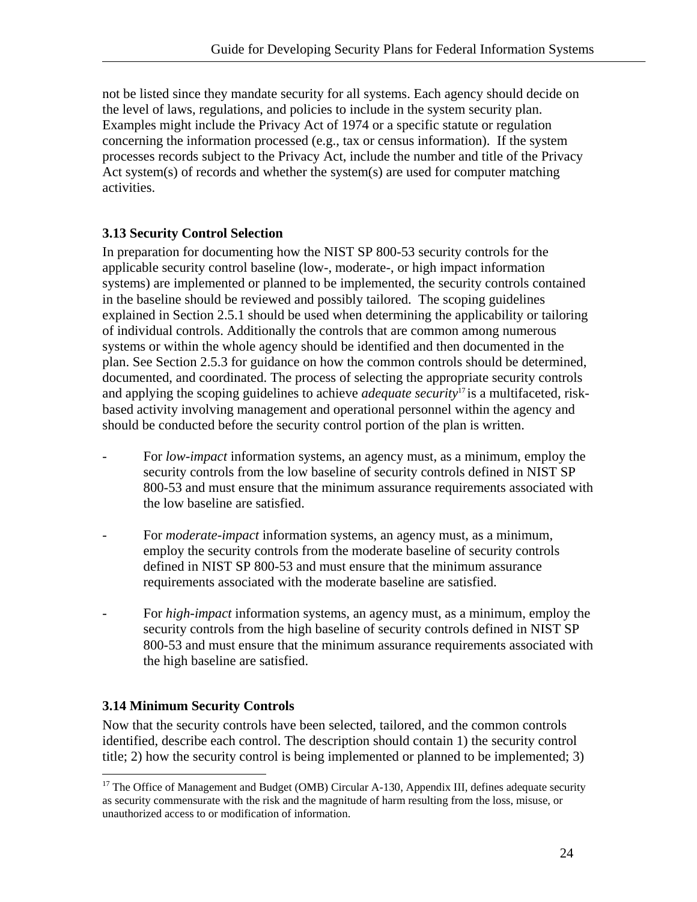not be listed since they mandate security for all systems. Each agency should decide on the level of laws, regulations, and policies to include in the system security plan. Examples might include the Privacy Act of 1974 or a specific statute or regulation concerning the information processed (e.g., tax or census information). If the system processes records subject to the Privacy Act, include the number and title of the Privacy Act system(s) of records and whether the system(s) are used for computer matching activities.

### 3.13 Security Control Selection

In preparation for documenting how the NIST SP 800-53 security controls for the applicable security control baseline (low-, moderate-, or high impact information systems) are implemented or planned to be implemented, the security controls contained in the baseline should be reviewed and possibly tailored. The scoping guidelines explained in Section 2.5.1 should be used when determining the applicability or tailoring of individual controls. Additionally the controls that are common among numerous systems or within the whole agency should be identified and then documented in the plan. See Section 2.5.3 for guidance on how the common controls should be determined, documented, and coordinated. The process of selecting the appropriate security controls and applying the scoping guidelines to achieve *adequate security*[17] is a multifaceted, risk-based activity involving management and operational personnel within the agency and should be conducted before the security control portion of the plan is written.

- For *low-impact* information systems, an agency must, as a minimum, employ the security controls from the low baseline of security controls defined in NIST SP 800-53 and must ensure that the minimum assurance requirements associated with the low baseline are satisfied.
- For *moderate-impact* information systems, an agency must, as a minimum, employ the security controls from the moderate baseline of security controls defined in NIST SP 800-53 and must ensure that the minimum assurance requirements associated with the moderate baseline are satisfied.
- For *high-impact* information systems, an agency must, as a minimum, employ the security controls from the high baseline of security controls defined in NIST SP 800-53 and must ensure that the minimum assurance requirements associated with the high baseline are satisfied.

### 3.14 Minimum Security Controls

Now that the security controls have been selected, tailored, and the common controls identified, describe each control. The description should contain 1) the security control title; 2) how the security control is being implemented or planned to be implemented; 3)

---

[17] The Office of Management and Budget (OMB) Circular A-130, Appendix III, defines adequate security as security commensurate with the risk and the magnitude of harm resulting from the loss, misuse, or unauthorized access to or modification of information.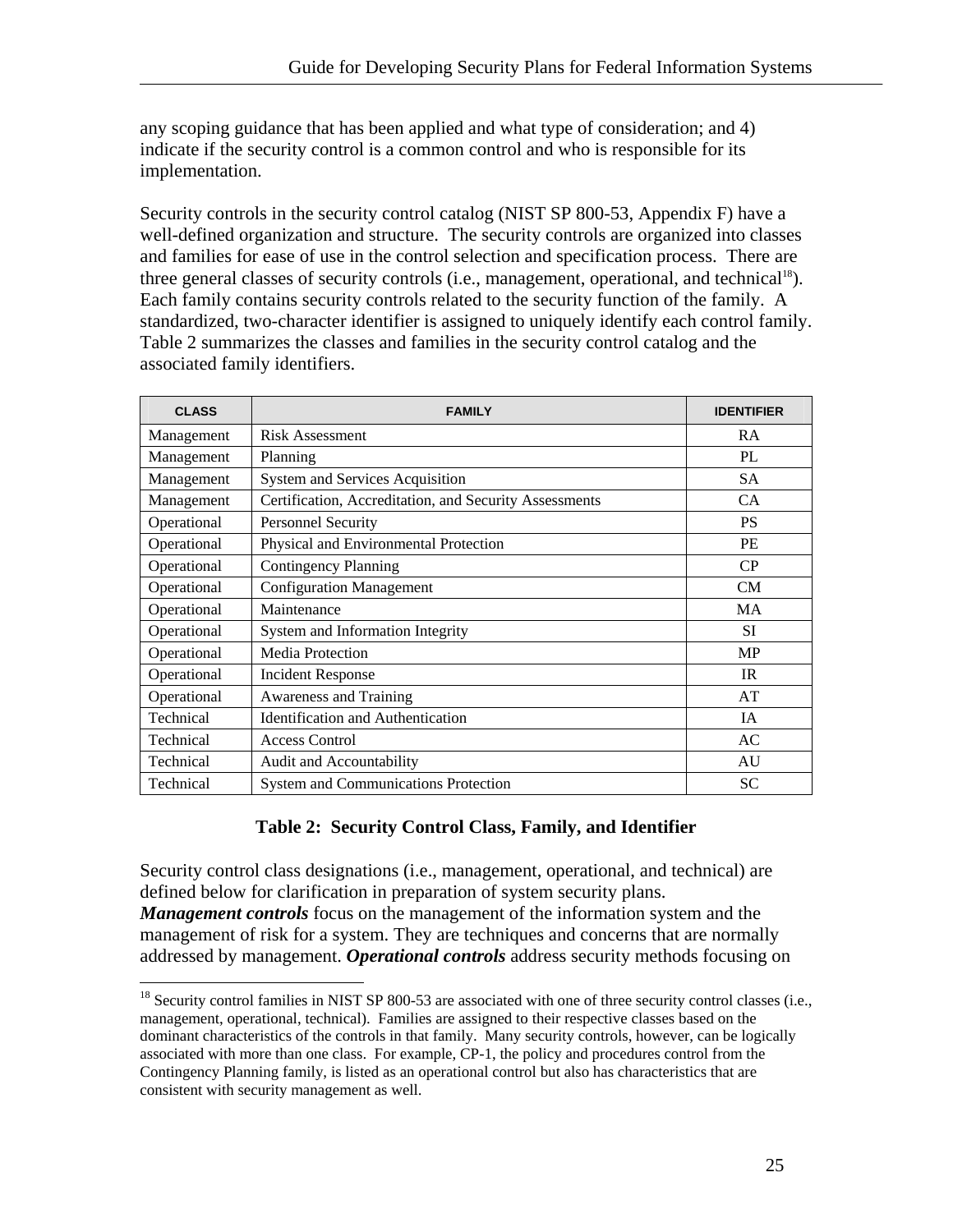any scoping guidance that has been applied and what type of consideration; and 4) indicate if the security control is a common control and who is responsible for its implementation.

Security controls in the security control catalog (NIST SP 800-53, Appendix F) have a well-defined organization and structure. The security controls are organized into classes and families for ease of use in the control selection and specification process. There are three general classes of security controls (i.e., management, operational, and technical[18]). Each family contains security controls related to the security function of the family. A standardized, two-character identifier is assigned to uniquely identify each control family. Table 2 summarizes the classes and families in the security control catalog and the associated family identifiers.

| CLASS | FAMILY | IDENTIFIER |
|---|---|---|
| Management | Risk Assessment | RA |
| Management | Planning | PL |
| Management | System and Services Acquisition | SA |
| Management | Certification, Accreditation, and Security Assessments | CA |
| Operational | Personnel Security | PS |
| Operational | Physical and Environmental Protection | PE |
| Operational | Contingency Planning | CP |
| Operational | Configuration Management | CM |
| Operational | Maintenance | MA |
| Operational | System and Information Integrity | SI |
| Operational | Media Protection | MP |
| Operational | Incident Response | IR |
| Operational | Awareness and Training | AT |
| Technical | Identification and Authentication | IA |
| Technical | Access Control | AC |
| Technical | Audit and Accountability | AU |
| Technical | System and Communications Protection | SC |

**Table 2: Security Control Class, Family, and Identifier**

Security control class designations (i.e., management, operational, and technical) are defined below for clarification in preparation of system security plans.
***Management controls*** focus on the management of the information system and the management of risk for a system. They are techniques and concerns that are normally addressed by management. ***Operational controls*** address security methods focusing on

[18] Security control families in NIST SP 800-53 are associated with one of three security control classes (i.e., management, operational, technical). Families are assigned to their respective classes based on the dominant characteristics of the controls in that family. Many security controls, however, can be logically associated with more than one class. For example, CP-1, the policy and procedures control from the Contingency Planning family, is listed as an operational control but also has characteristics that are consistent with security management as well.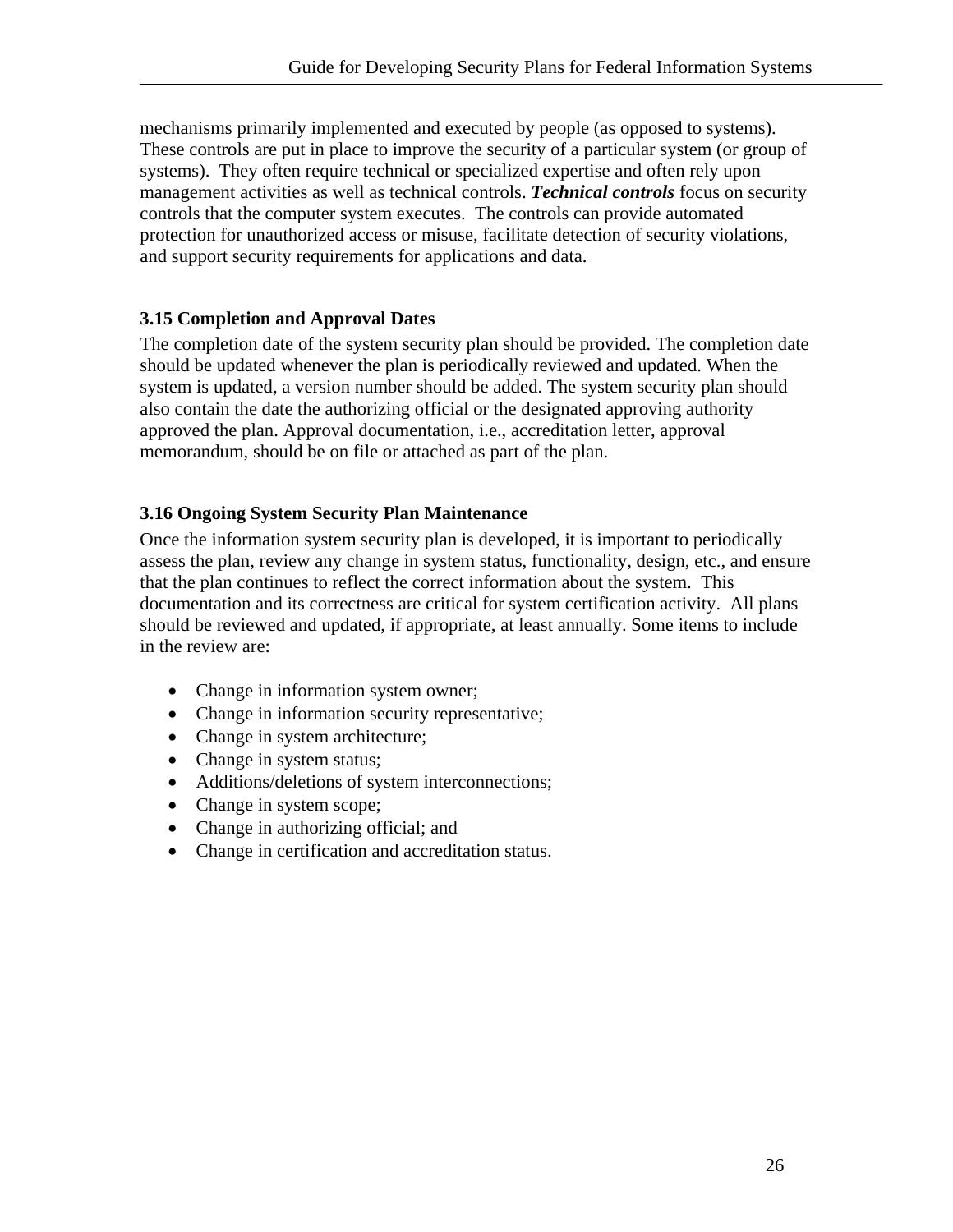mechanisms primarily implemented and executed by people (as opposed to systems). These controls are put in place to improve the security of a particular system (or group of systems). They often require technical or specialized expertise and often rely upon management activities as well as technical controls. ***Technical controls*** focus on security controls that the computer system executes. The controls can provide automated protection for unauthorized access or misuse, facilitate detection of security violations, and support security requirements for applications and data.

### 3.15 Completion and Approval Dates

The completion date of the system security plan should be provided. The completion date should be updated whenever the plan is periodically reviewed and updated. When the system is updated, a version number should be added. The system security plan should also contain the date the authorizing official or the designated approving authority approved the plan. Approval documentation, i.e., accreditation letter, approval memorandum, should be on file or attached as part of the plan.

### 3.16 Ongoing System Security Plan Maintenance

Once the information system security plan is developed, it is important to periodically assess the plan, review any change in system status, functionality, design, etc., and ensure that the plan continues to reflect the correct information about the system. This documentation and its correctness are critical for system certification activity. All plans should be reviewed and updated, if appropriate, at least annually. Some items to include in the review are:

- Change in information system owner;
- Change in information security representative;
- Change in system architecture;
- Change in system status;
- Additions/deletions of system interconnections;
- Change in system scope;
- Change in authorizing official; and
- Change in certification and accreditation status.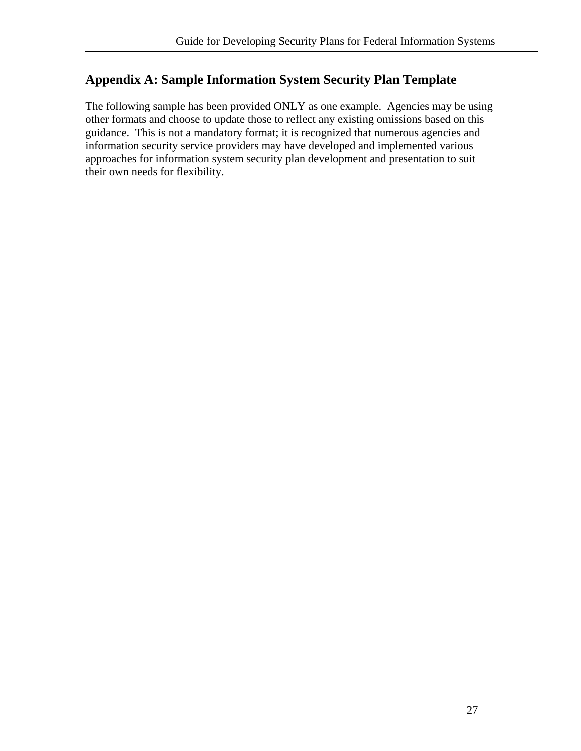## Appendix A: Sample Information System Security Plan Template

The following sample has been provided ONLY as one example. Agencies may be using other formats and choose to update those to reflect any existing omissions based on this guidance. This is not a mandatory format; it is recognized that numerous agencies and information security service providers may have developed and implemented various approaches for information system security plan development and presentation to suit their own needs for flexibility.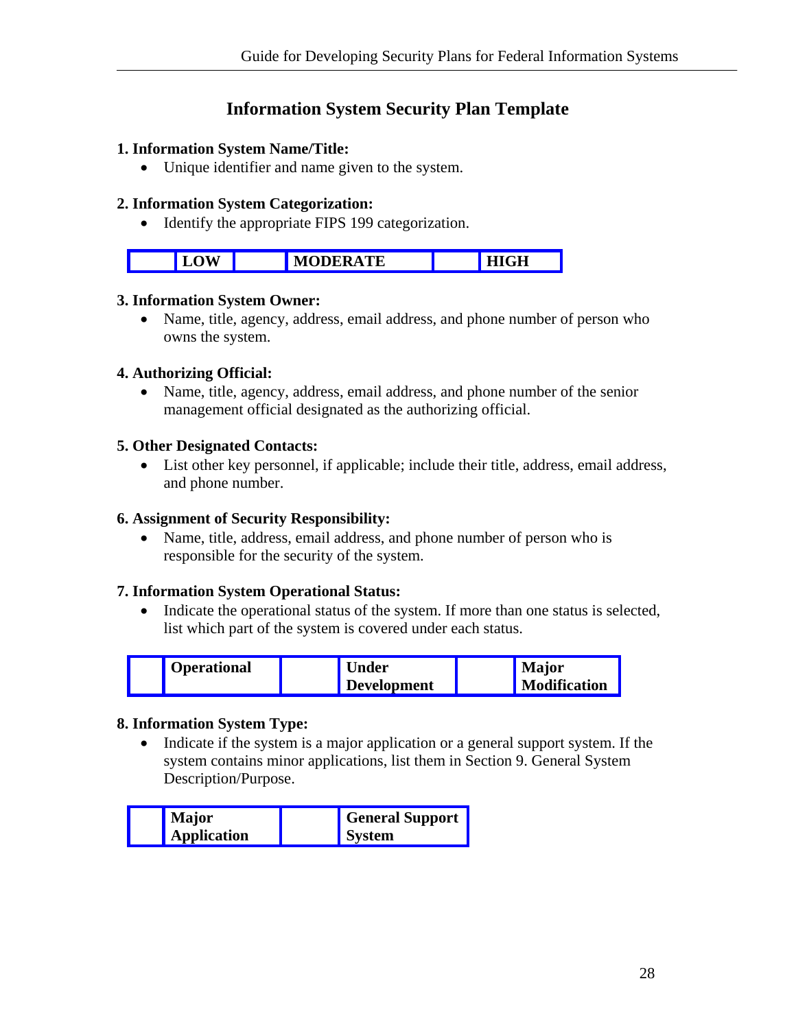# Information System Security Plan Template

**1. Information System Name/Title:**

- Unique identifier and name given to the system.

**2. Information System Categorization:**

- Identify the appropriate FIPS 199 categorization.

| | LOW | | MODERATE | | HIGH |
|---|---|---|---|---|---|

**3. Information System Owner:**

- Name, title, agency, address, email address, and phone number of person who owns the system.

**4. Authorizing Official:**

- Name, title, agency, address, email address, and phone number of the senior management official designated as the authorizing official.

**5. Other Designated Contacts:**

- List other key personnel, if applicable; include their title, address, email address, and phone number.

**6. Assignment of Security Responsibility:**

- Name, title, address, email address, and phone number of person who is responsible for the security of the system.

**7. Information System Operational Status:**

- Indicate the operational status of the system. If more than one status is selected, list which part of the system is covered under each status.

| | Operational | | Under Development | | Major Modification |
|---|---|---|---|---|---|

**8. Information System Type:**

- Indicate if the system is a major application or a general support system. If the system contains minor applications, list them in Section 9. General System Description/Purpose.

| | Major Application | | General Support System |
|---|---|---|---|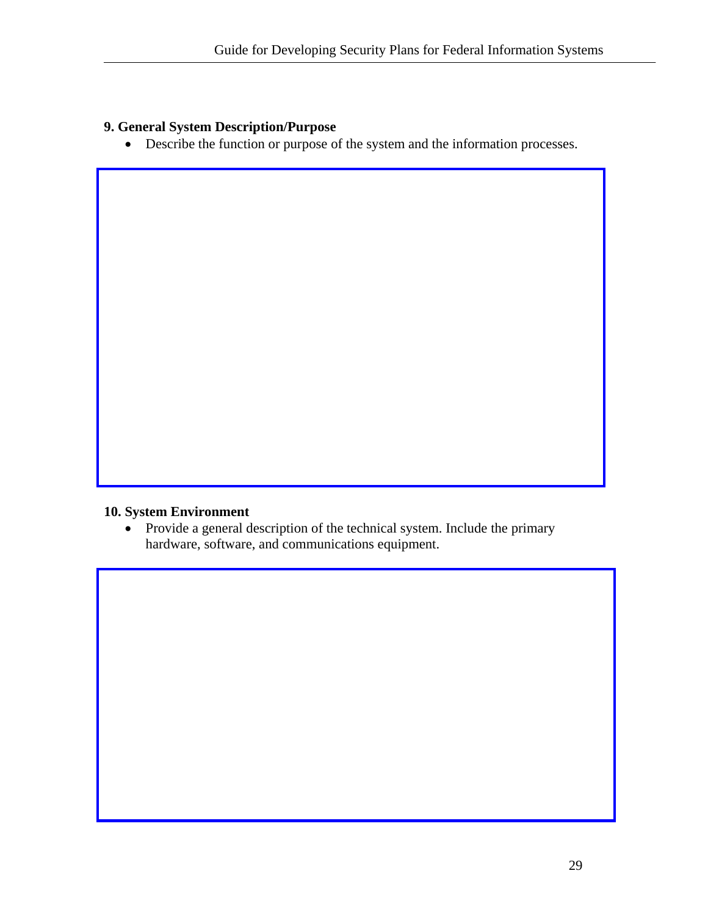**9. General System Description/Purpose**

- Describe the function or purpose of the system and the information processes.

**10. System Environment**

- Provide a general description of the technical system. Include the primary hardware, software, and communications equipment.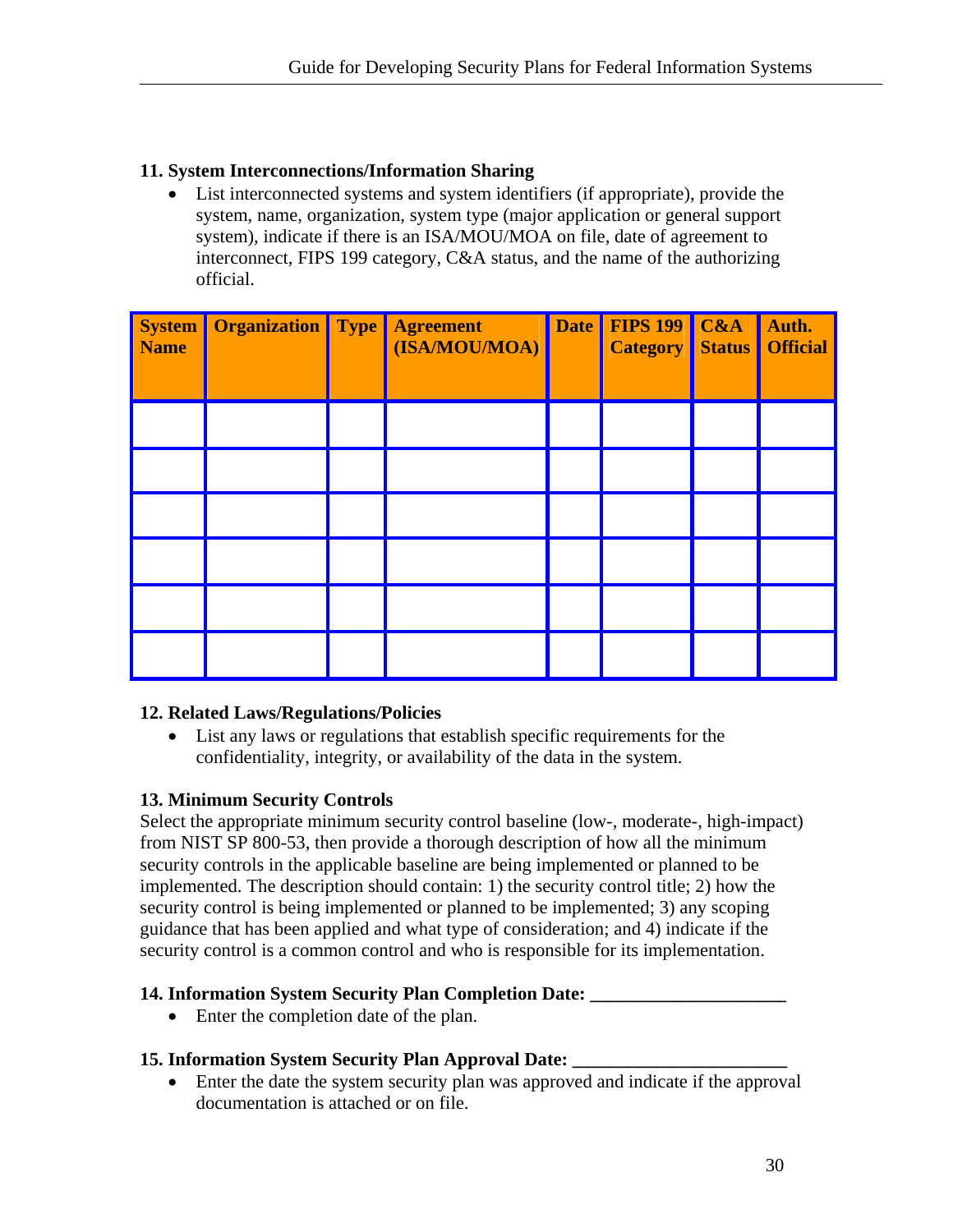### 11. System Interconnections/Information Sharing

- List interconnected systems and system identifiers (if appropriate), provide the system, name, organization, system type (major application or general support system), indicate if there is an ISA/MOU/MOA on file, date of agreement to interconnect, FIPS 199 category, C&A status, and the name of the authorizing official.

| System Name | Organization | Type | Agreement (ISA/MOU/MOA) | Date | FIPS 199 Category | C&A Status | Auth. Official |
|---|---|---|---|---|---|---|---|
| | | | | | | | |
| | | | | | | | |
| | | | | | | | |
| | | | | | | | |
| | | | | | | | |
| | | | | | | | |

### 12. Related Laws/Regulations/Policies

- List any laws or regulations that establish specific requirements for the confidentiality, integrity, or availability of the data in the system.

### 13. Minimum Security Controls

Select the appropriate minimum security control baseline (low-, moderate-, high-impact) from NIST SP 800-53, then provide a thorough description of how all the minimum security controls in the applicable baseline are being implemented or planned to be implemented. The description should contain: 1) the security control title; 2) how the security control is being implemented or planned to be implemented; 3) any scoping guidance that has been applied and what type of consideration; and 4) indicate if the security control is a common control and who is responsible for its implementation.

### 14. Information System Security Plan Completion Date: ____________________

- Enter the completion date of the plan.

### 15. Information System Security Plan Approval Date: ______________________

- Enter the date the system security plan was approved and indicate if the approval documentation is attached or on file.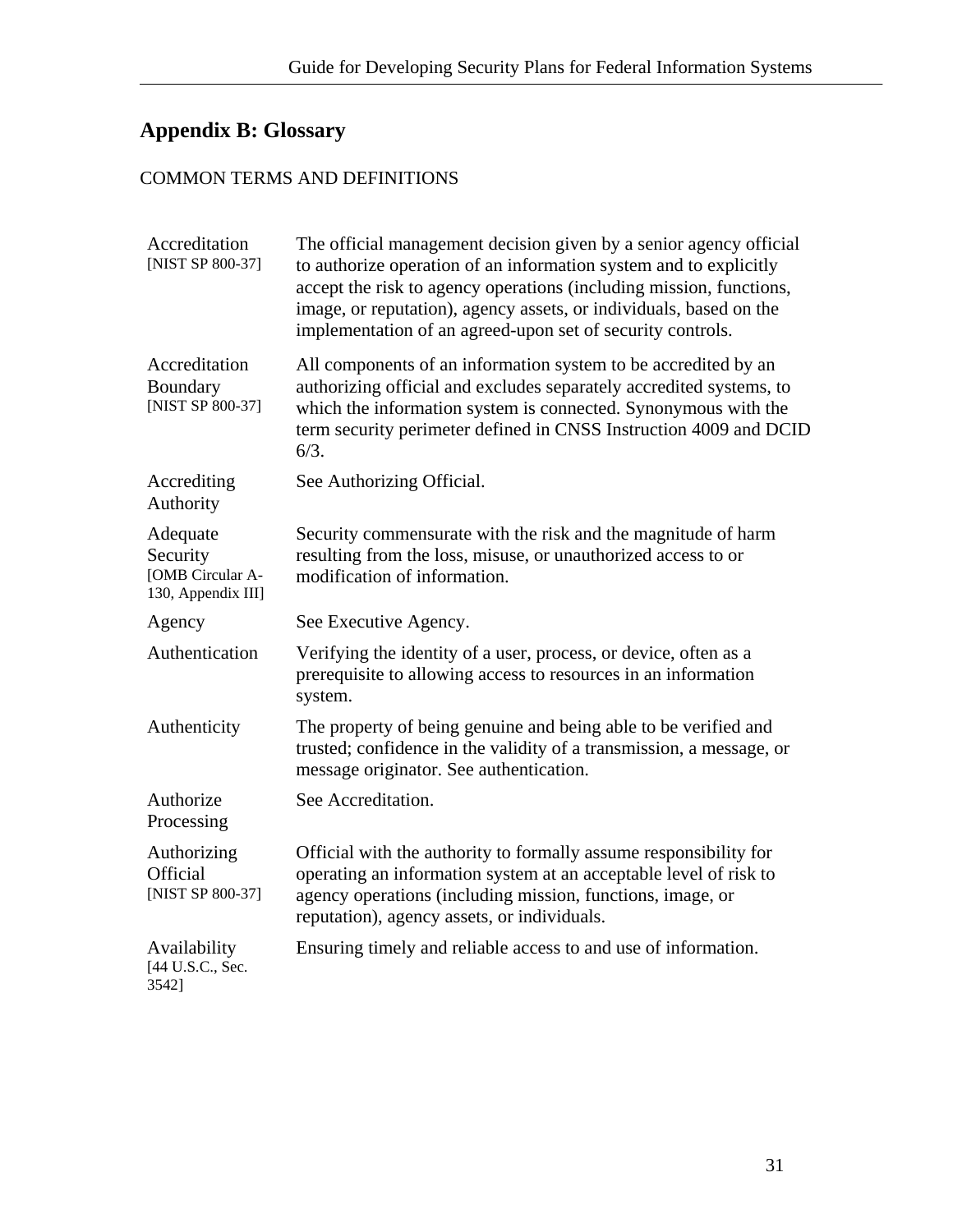## Appendix B: Glossary

COMMON TERMS AND DEFINITIONS

| Term | Definition |
|---|---|
| Accreditation [NIST SP 800-37] | The official management decision given by a senior agency official to authorize operation of an information system and to explicitly accept the risk to agency operations (including mission, functions, image, or reputation), agency assets, or individuals, based on the implementation of an agreed-upon set of security controls. |
| Accreditation Boundary [NIST SP 800-37] | All components of an information system to be accredited by an authorizing official and excludes separately accredited systems, to which the information system is connected. Synonymous with the term security perimeter defined in CNSS Instruction 4009 and DCID 6/3. |
| Accrediting Authority | See Authorizing Official. |
| Adequate Security [OMB Circular A-130, Appendix III] | Security commensurate with the risk and the magnitude of harm resulting from the loss, misuse, or unauthorized access to or modification of information. |
| Agency | See Executive Agency. |
| Authentication | Verifying the identity of a user, process, or device, often as a prerequisite to allowing access to resources in an information system. |
| Authenticity | The property of being genuine and being able to be verified and trusted; confidence in the validity of a transmission, a message, or message originator. See authentication. |
| Authorize Processing | See Accreditation. |
| Authorizing Official [NIST SP 800-37] | Official with the authority to formally assume responsibility for operating an information system at an acceptable level of risk to agency operations (including mission, functions, image, or reputation), agency assets, or individuals. |
| Availability [44 U.S.C., Sec. 3542] | Ensuring timely and reliable access to and use of information. |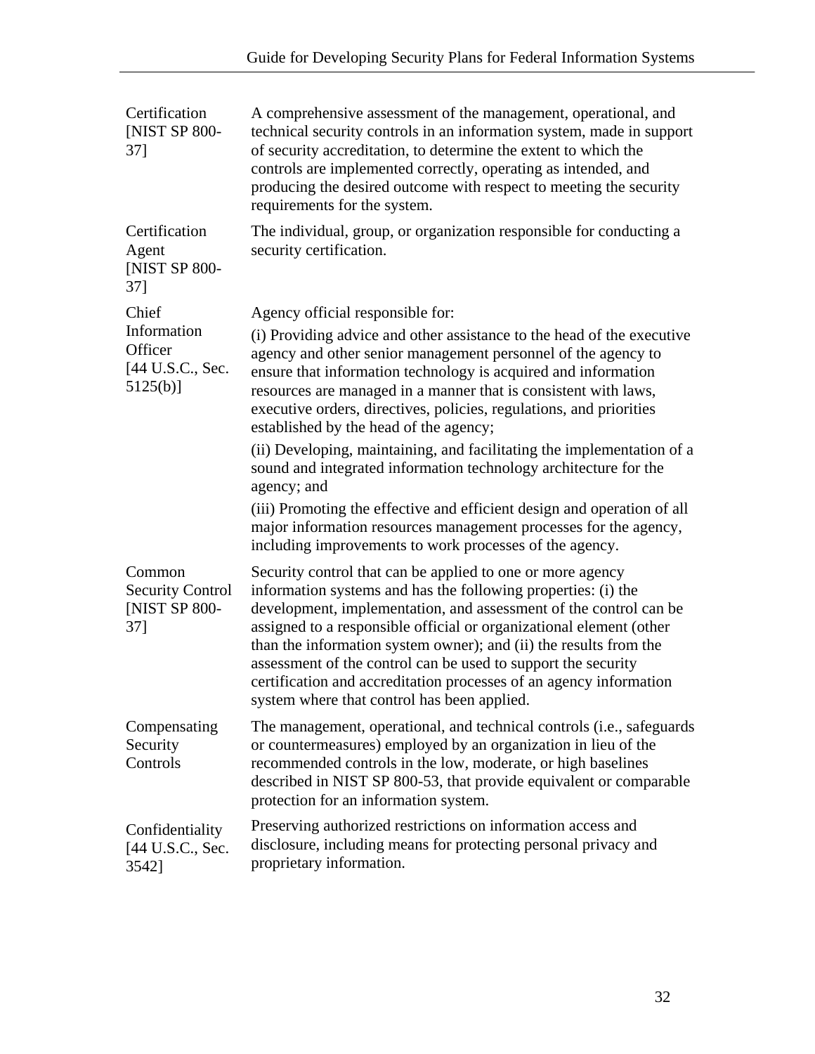| | |
|---|---|
| Certification [NIST SP 800-37] | A comprehensive assessment of the management, operational, and technical security controls in an information system, made in support of security accreditation, to determine the extent to which the controls are implemented correctly, operating as intended, and producing the desired outcome with respect to meeting the security requirements for the system. |
| Certification Agent [NIST SP 800-37] | The individual, group, or organization responsible for conducting a security certification. |
| Chief Information Officer [44 U.S.C., Sec. 5125(b)] | Agency official responsible for:<br>(i) Providing advice and other assistance to the head of the executive agency and other senior management personnel of the agency to ensure that information technology is acquired and information resources are managed in a manner that is consistent with laws, executive orders, directives, policies, regulations, and priorities established by the head of the agency;<br>(ii) Developing, maintaining, and facilitating the implementation of a sound and integrated information technology architecture for the agency; and<br>(iii) Promoting the effective and efficient design and operation of all major information resources management processes for the agency, including improvements to work processes of the agency. |
| Common Security Control [NIST SP 800-37] | Security control that can be applied to one or more agency information systems and has the following properties: (i) the development, implementation, and assessment of the control can be assigned to a responsible official or organizational element (other than the information system owner); and (ii) the results from the assessment of the control can be used to support the security certification and accreditation processes of an agency information system where that control has been applied. |
| Compensating Security Controls | The management, operational, and technical controls (i.e., safeguards or countermeasures) employed by an organization in lieu of the recommended controls in the low, moderate, or high baselines described in NIST SP 800-53, that provide equivalent or comparable protection for an information system. |
| Confidentiality [44 U.S.C., Sec. 3542] | Preserving authorized restrictions on information access and disclosure, including means for protecting personal privacy and proprietary information. |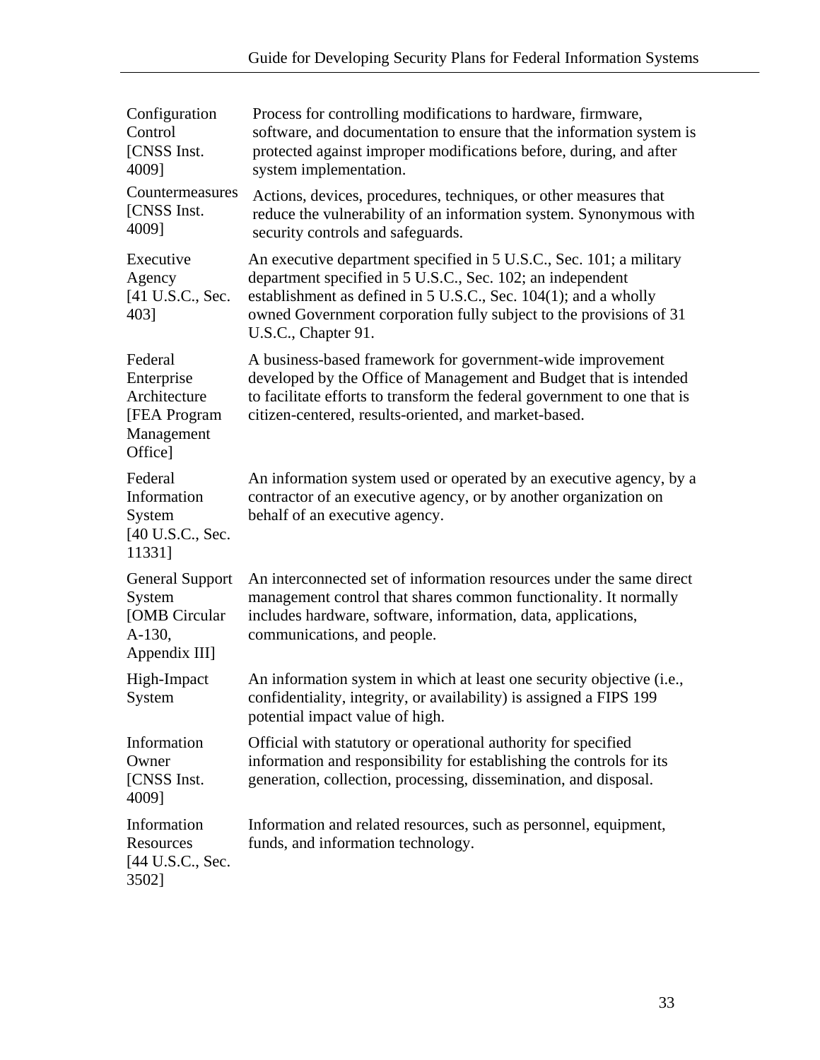| | |
|---|---|
| Configuration Control [CNSS Inst. 4009] | Process for controlling modifications to hardware, firmware, software, and documentation to ensure that the information system is protected against improper modifications before, during, and after system implementation. |
| Countermeasures [CNSS Inst. 4009] | Actions, devices, procedures, techniques, or other measures that reduce the vulnerability of an information system. Synonymous with security controls and safeguards. |
| Executive Agency [41 U.S.C., Sec. 403] | An executive department specified in 5 U.S.C., Sec. 101; a military department specified in 5 U.S.C., Sec. 102; an independent establishment as defined in 5 U.S.C., Sec. 104(1); and a wholly owned Government corporation fully subject to the provisions of 31 U.S.C., Chapter 91. |
| Federal Enterprise Architecture [FEA Program Management Office] | A business-based framework for government-wide improvement developed by the Office of Management and Budget that is intended to facilitate efforts to transform the federal government to one that is citizen-centered, results-oriented, and market-based. |
| Federal Information System [40 U.S.C., Sec. 11331] | An information system used or operated by an executive agency, by a contractor of an executive agency, or by another organization on behalf of an executive agency. |
| General Support System [OMB Circular A-130, Appendix III] | An interconnected set of information resources under the same direct management control that shares common functionality. It normally includes hardware, software, information, data, applications, communications, and people. |
| High-Impact System | An information system in which at least one security objective (i.e., confidentiality, integrity, or availability) is assigned a FIPS 199 potential impact value of high. |
| Information Owner [CNSS Inst. 4009] | Official with statutory or operational authority for specified information and responsibility for establishing the controls for its generation, collection, processing, dissemination, and disposal. |
| Information Resources [44 U.S.C., Sec. 3502] | Information and related resources, such as personnel, equipment, funds, and information technology. |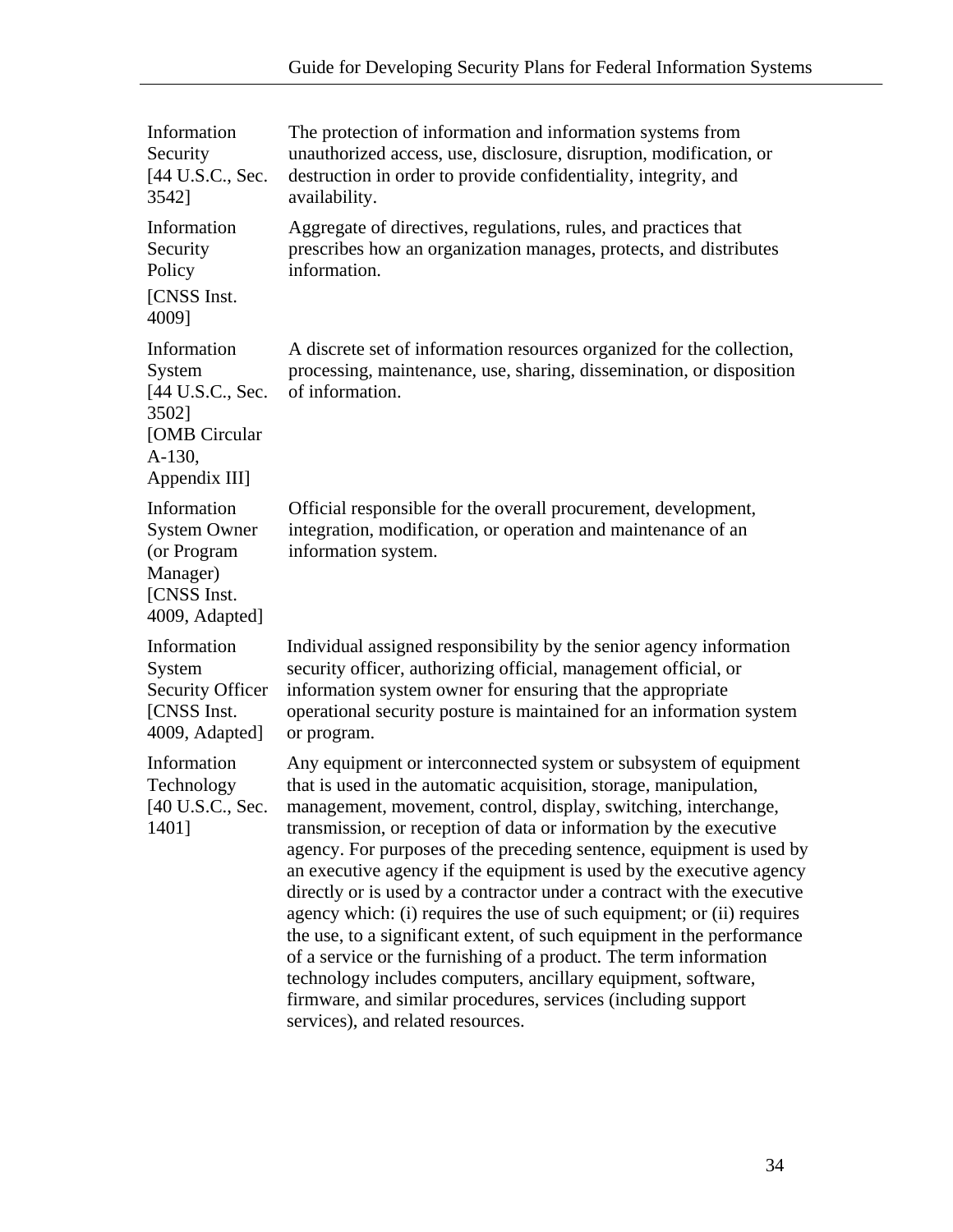| | |
|---|---|
| Information Security [44 U.S.C., Sec. 3542] | The protection of information and information systems from unauthorized access, use, disclosure, disruption, modification, or destruction in order to provide confidentiality, integrity, and availability. |
| Information Security Policy [CNSS Inst. 4009] | Aggregate of directives, regulations, rules, and practices that prescribes how an organization manages, protects, and distributes information. |
| Information System [44 U.S.C., Sec. 3502] [OMB Circular A-130, Appendix III] | A discrete set of information resources organized for the collection, processing, maintenance, use, sharing, dissemination, or disposition of information. |
| Information System Owner (or Program Manager) [CNSS Inst. 4009, Adapted] | Official responsible for the overall procurement, development, integration, modification, or operation and maintenance of an information system. |
| Information System Security Officer [CNSS Inst. 4009, Adapted] | Individual assigned responsibility by the senior agency information security officer, authorizing official, management official, or information system owner for ensuring that the appropriate operational security posture is maintained for an information system or program. |
| Information Technology [40 U.S.C., Sec. 1401] | Any equipment or interconnected system or subsystem of equipment that is used in the automatic acquisition, storage, manipulation, management, movement, control, display, switching, interchange, transmission, or reception of data or information by the executive agency. For purposes of the preceding sentence, equipment is used by an executive agency if the equipment is used by the executive agency directly or is used by a contractor under a contract with the executive agency which: (i) requires the use of such equipment; or (ii) requires the use, to a significant extent, of such equipment in the performance of a service or the furnishing of a product. The term information technology includes computers, ancillary equipment, software, firmware, and similar procedures, services (including support services), and related resources. |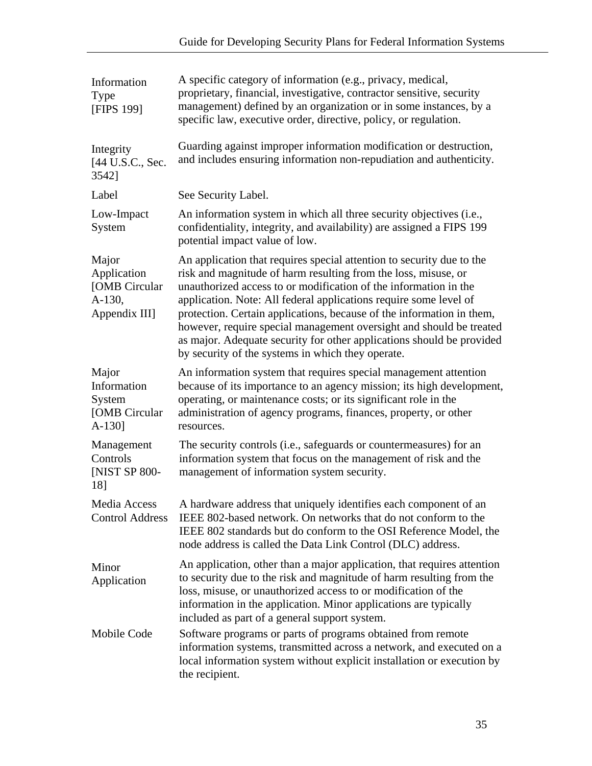| | |
|---|---|
| Information Type [FIPS 199] | A specific category of information (e.g., privacy, medical, proprietary, financial, investigative, contractor sensitive, security management) defined by an organization or in some instances, by a specific law, executive order, directive, policy, or regulation. |
| Integrity [44 U.S.C., Sec. 3542] | Guarding against improper information modification or destruction, and includes ensuring information non-repudiation and authenticity. |
| Label | See Security Label. |
| Low-Impact System | An information system in which all three security objectives (i.e., confidentiality, integrity, and availability) are assigned a FIPS 199 potential impact value of low. |
| Major Application [OMB Circular A-130, Appendix III] | An application that requires special attention to security due to the risk and magnitude of harm resulting from the loss, misuse, or unauthorized access to or modification of the information in the application. Note: All federal applications require some level of protection. Certain applications, because of the information in them, however, require special management oversight and should be treated as major. Adequate security for other applications should be provided by security of the systems in which they operate. |
| Major Information System [OMB Circular A-130] | An information system that requires special management attention because of its importance to an agency mission; its high development, operating, or maintenance costs; or its significant role in the administration of agency programs, finances, property, or other resources. |
| Management Controls [NIST SP 800-18] | The security controls (i.e., safeguards or countermeasures) for an information system that focus on the management of risk and the management of information system security. |
| Media Access Control Address | A hardware address that uniquely identifies each component of an IEEE 802-based network. On networks that do not conform to the IEEE 802 standards but do conform to the OSI Reference Model, the node address is called the Data Link Control (DLC) address. |
| Minor Application | An application, other than a major application, that requires attention to security due to the risk and magnitude of harm resulting from the loss, misuse, or unauthorized access to or modification of the information in the application. Minor applications are typically included as part of a general support system. |
| Mobile Code | Software programs or parts of programs obtained from remote information systems, transmitted across a network, and executed on a local information system without explicit installation or execution by the recipient. |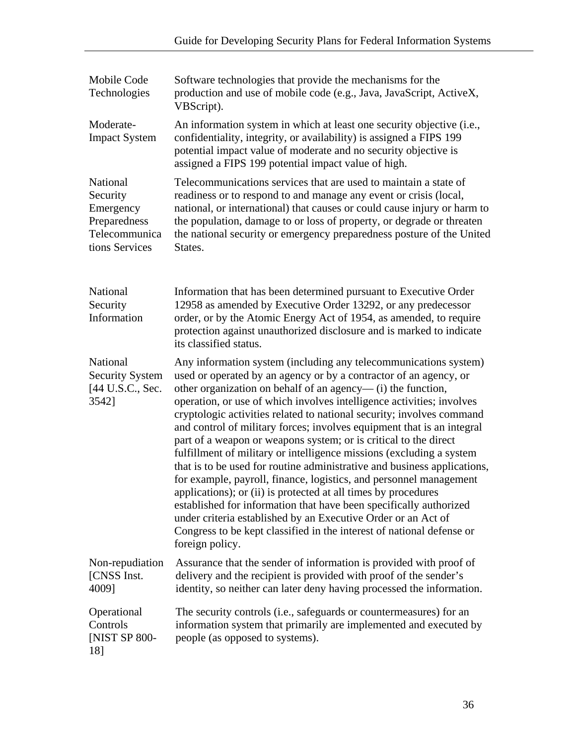| | |
|---|---|
| Mobile Code Technologies | Software technologies that provide the mechanisms for the production and use of mobile code (e.g., Java, JavaScript, ActiveX, VBScript). |
| Moderate-Impact System | An information system in which at least one security objective (i.e., confidentiality, integrity, or availability) is assigned a FIPS 199 potential impact value of moderate and no security objective is assigned a FIPS 199 potential impact value of high. |
| National Security Emergency Preparedness Telecommunications Services | Telecommunications services that are used to maintain a state of readiness or to respond to and manage any event or crisis (local, national, or international) that causes or could cause injury or harm to the population, damage to or loss of property, or degrade or threaten the national security or emergency preparedness posture of the United States. |
| National Security Information | Information that has been determined pursuant to Executive Order 12958 as amended by Executive Order 13292, or any predecessor order, or by the Atomic Energy Act of 1954, as amended, to require protection against unauthorized disclosure and is marked to indicate its classified status. |
| National Security System [44 U.S.C., Sec. 3542] | Any information system (including any telecommunications system) used or operated by an agency or by a contractor of an agency, or other organization on behalf of an agency— (i) the function, operation, or use of which involves intelligence activities; involves cryptologic activities related to national security; involves command and control of military forces; involves equipment that is an integral part of a weapon or weapons system; or is critical to the direct fulfillment of military or intelligence missions (excluding a system that is to be used for routine administrative and business applications, for example, payroll, finance, logistics, and personnel management applications); or (ii) is protected at all times by procedures established for information that have been specifically authorized under criteria established by an Executive Order or an Act of Congress to be kept classified in the interest of national defense or foreign policy. |
| Non-repudiation [CNSS Inst. 4009] | Assurance that the sender of information is provided with proof of delivery and the recipient is provided with proof of the sender's identity, so neither can later deny having processed the information. |
| Operational Controls [NIST SP 800-18] | The security controls (i.e., safeguards or countermeasures) for an information system that primarily are implemented and executed by people (as opposed to systems). |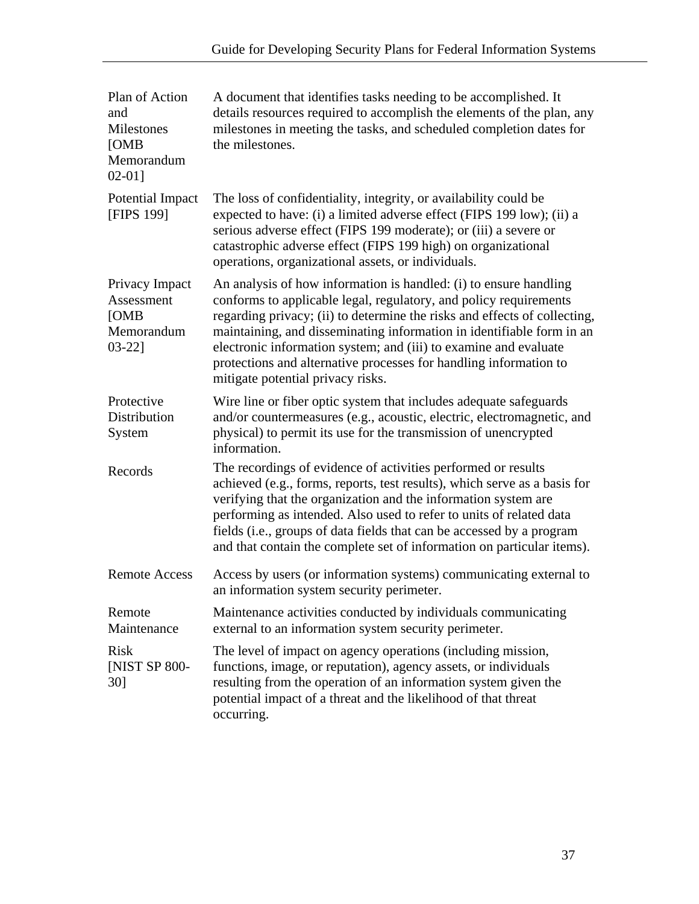| | |
|---|---|
| Plan of Action and Milestones [OMB Memorandum 02-01] | A document that identifies tasks needing to be accomplished. It details resources required to accomplish the elements of the plan, any milestones in meeting the tasks, and scheduled completion dates for the milestones. |
| Potential Impact [FIPS 199] | The loss of confidentiality, integrity, or availability could be expected to have: (i) a limited adverse effect (FIPS 199 low); (ii) a serious adverse effect (FIPS 199 moderate); or (iii) a severe or catastrophic adverse effect (FIPS 199 high) on organizational operations, organizational assets, or individuals. |
| Privacy Impact Assessment [OMB Memorandum 03-22] | An analysis of how information is handled: (i) to ensure handling conforms to applicable legal, regulatory, and policy requirements regarding privacy; (ii) to determine the risks and effects of collecting, maintaining, and disseminating information in identifiable form in an electronic information system; and (iii) to examine and evaluate protections and alternative processes for handling information to mitigate potential privacy risks. |
| Protective Distribution System | Wire line or fiber optic system that includes adequate safeguards and/or countermeasures (e.g., acoustic, electric, electromagnetic, and physical) to permit its use for the transmission of unencrypted information. |
| Records | The recordings of evidence of activities performed or results achieved (e.g., forms, reports, test results), which serve as a basis for verifying that the organization and the information system are performing as intended. Also used to refer to units of related data fields (i.e., groups of data fields that can be accessed by a program and that contain the complete set of information on particular items). |
| Remote Access | Access by users (or information systems) communicating external to an information system security perimeter. |
| Remote Maintenance | Maintenance activities conducted by individuals communicating external to an information system security perimeter. |
| Risk [NIST SP 800-30] | The level of impact on agency operations (including mission, functions, image, or reputation), agency assets, or individuals resulting from the operation of an information system given the potential impact of a threat and the likelihood of that threat occurring. |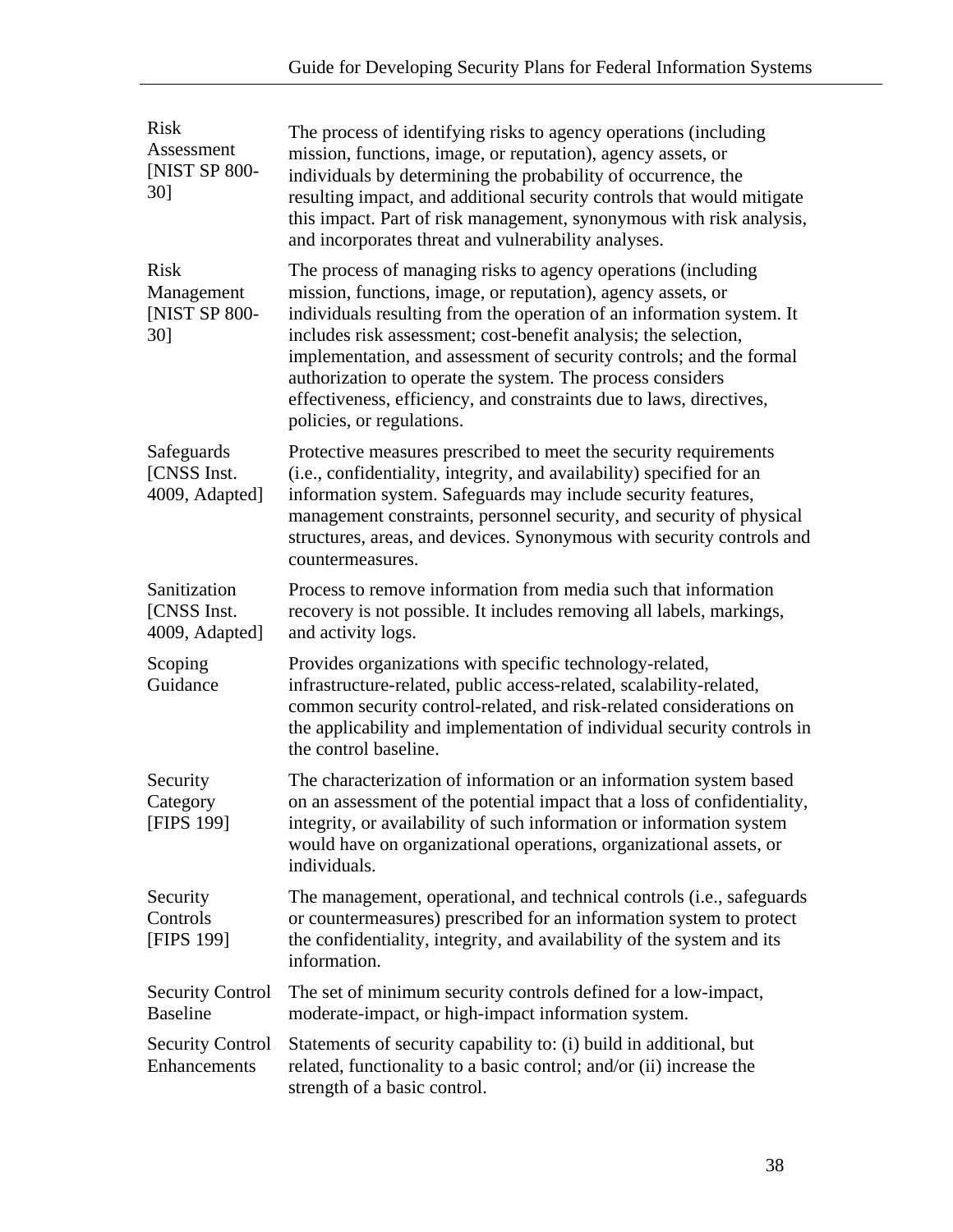| | |
|---|---|
| Risk Assessment [NIST SP 800-30] | The process of identifying risks to agency operations (including mission, functions, image, or reputation), agency assets, or individuals by determining the probability of occurrence, the resulting impact, and additional security controls that would mitigate this impact. Part of risk management, synonymous with risk analysis, and incorporates threat and vulnerability analyses. |
| Risk Management [NIST SP 800-30] | The process of managing risks to agency operations (including mission, functions, image, or reputation), agency assets, or individuals resulting from the operation of an information system. It includes risk assessment; cost-benefit analysis; the selection, implementation, and assessment of security controls; and the formal authorization to operate the system. The process considers effectiveness, efficiency, and constraints due to laws, directives, policies, or regulations. |
| Safeguards [CNSS Inst. 4009, Adapted] | Protective measures prescribed to meet the security requirements (i.e., confidentiality, integrity, and availability) specified for an information system. Safeguards may include security features, management constraints, personnel security, and security of physical structures, areas, and devices. Synonymous with security controls and countermeasures. |
| Sanitization [CNSS Inst. 4009, Adapted] | Process to remove information from media such that information recovery is not possible. It includes removing all labels, markings, and activity logs. |
| Scoping Guidance | Provides organizations with specific technology-related, infrastructure-related, public access-related, scalability-related, common security control-related, and risk-related considerations on the applicability and implementation of individual security controls in the control baseline. |
| Security Category [FIPS 199] | The characterization of information or an information system based on an assessment of the potential impact that a loss of confidentiality, integrity, or availability of such information or information system would have on organizational operations, organizational assets, or individuals. |
| Security Controls [FIPS 199] | The management, operational, and technical controls (i.e., safeguards or countermeasures) prescribed for an information system to protect the confidentiality, integrity, and availability of the system and its information. |
| Security Control Baseline | The set of minimum security controls defined for a low-impact, moderate-impact, or high-impact information system. |
| Security Control Enhancements | Statements of security capability to: (i) build in additional, but related, functionality to a basic control; and/or (ii) increase the strength of a basic control. |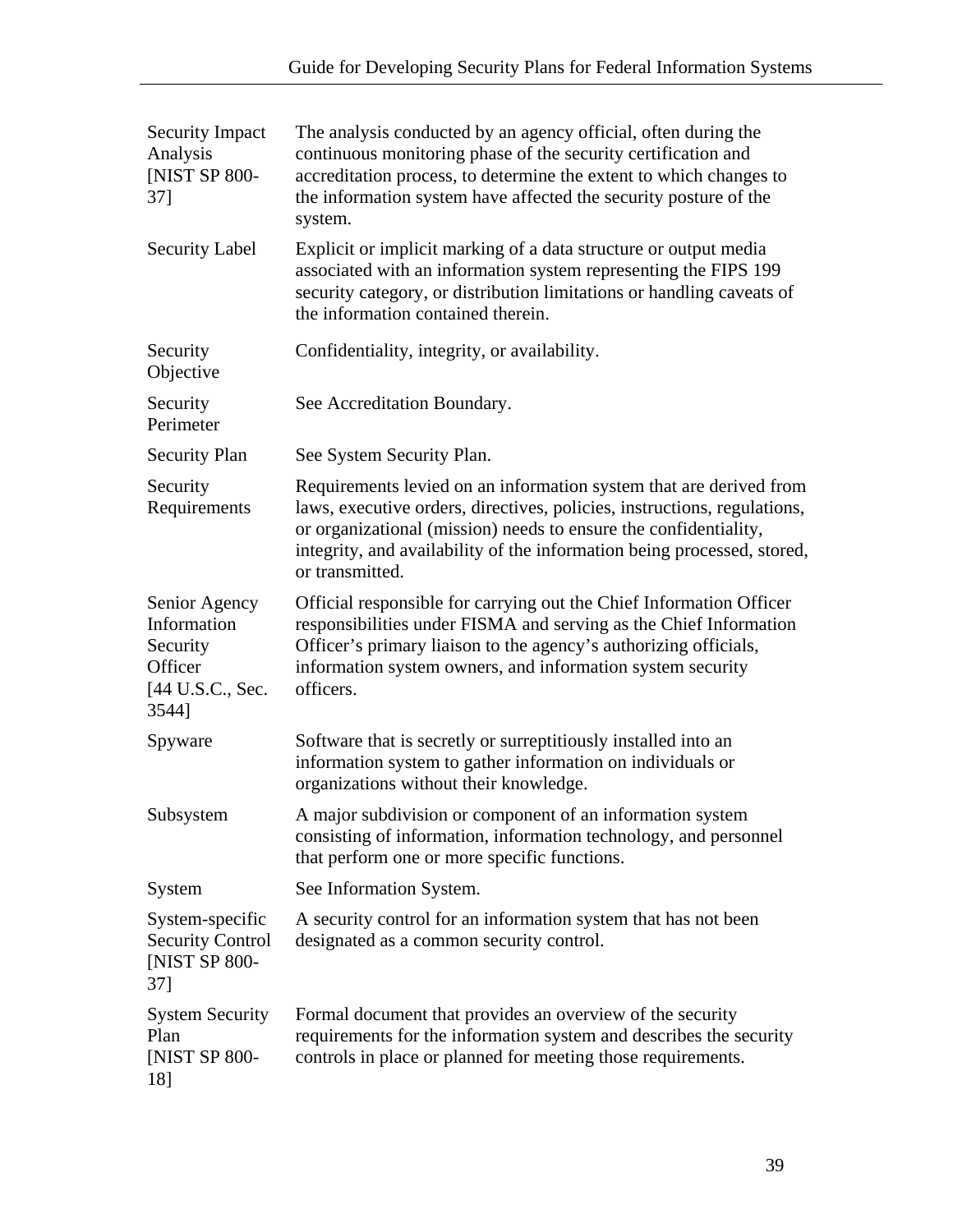| | |
|---|---|
| Security Impact Analysis [NIST SP 800-37] | The analysis conducted by an agency official, often during the continuous monitoring phase of the security certification and accreditation process, to determine the extent to which changes to the information system have affected the security posture of the system. |
| Security Label | Explicit or implicit marking of a data structure or output media associated with an information system representing the FIPS 199 security category, or distribution limitations or handling caveats of the information contained therein. |
| Security Objective | Confidentiality, integrity, or availability. |
| Security Perimeter | See Accreditation Boundary. |
| Security Plan | See System Security Plan. |
| Security Requirements | Requirements levied on an information system that are derived from laws, executive orders, directives, policies, instructions, regulations, or organizational (mission) needs to ensure the confidentiality, integrity, and availability of the information being processed, stored, or transmitted. |
| Senior Agency Information Security Officer [44 U.S.C., Sec. 3544] | Official responsible for carrying out the Chief Information Officer responsibilities under FISMA and serving as the Chief Information Officer's primary liaison to the agency's authorizing officials, information system owners, and information system security officers. |
| Spyware | Software that is secretly or surreptitiously installed into an information system to gather information on individuals or organizations without their knowledge. |
| Subsystem | A major subdivision or component of an information system consisting of information, information technology, and personnel that perform one or more specific functions. |
| System | See Information System. |
| System-specific Security Control [NIST SP 800-37] | A security control for an information system that has not been designated as a common security control. |
| System Security Plan [NIST SP 800-18] | Formal document that provides an overview of the security requirements for the information system and describes the security controls in place or planned for meeting those requirements. |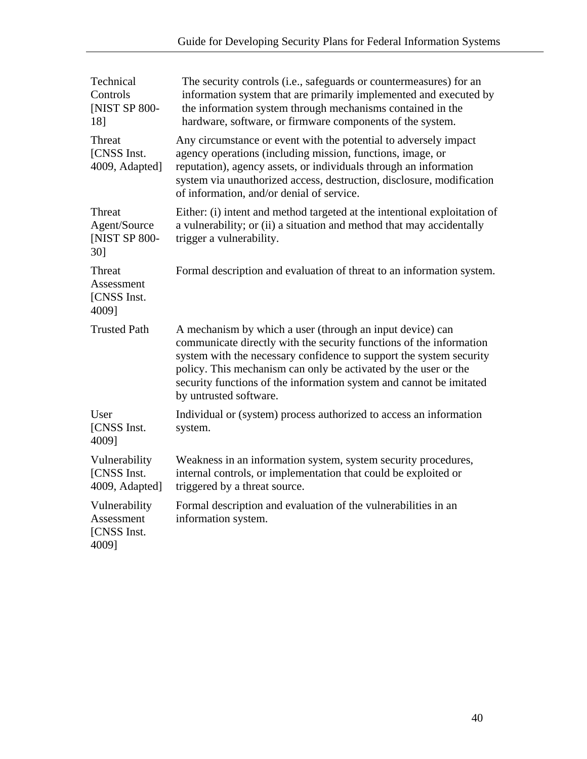| | |
|---|---|
| Technical Controls [NIST SP 800-18] | The security controls (i.e., safeguards or countermeasures) for an information system that are primarily implemented and executed by the information system through mechanisms contained in the hardware, software, or firmware components of the system. |
| Threat [CNSS Inst. 4009, Adapted] | Any circumstance or event with the potential to adversely impact agency operations (including mission, functions, image, or reputation), agency assets, or individuals through an information system via unauthorized access, destruction, disclosure, modification of information, and/or denial of service. |
| Threat Agent/Source [NIST SP 800-30] | Either: (i) intent and method targeted at the intentional exploitation of a vulnerability; or (ii) a situation and method that may accidentally trigger a vulnerability. |
| Threat Assessment [CNSS Inst. 4009] | Formal description and evaluation of threat to an information system. |
| Trusted Path | A mechanism by which a user (through an input device) can communicate directly with the security functions of the information system with the necessary confidence to support the system security policy. This mechanism can only be activated by the user or the security functions of the information system and cannot be imitated by untrusted software. |
| User [CNSS Inst. 4009] | Individual or (system) process authorized to access an information system. |
| Vulnerability [CNSS Inst. 4009, Adapted] | Weakness in an information system, system security procedures, internal controls, or implementation that could be exploited or triggered by a threat source. |
| Vulnerability Assessment [CNSS Inst. 4009] | Formal description and evaluation of the vulnerabilities in an information system. |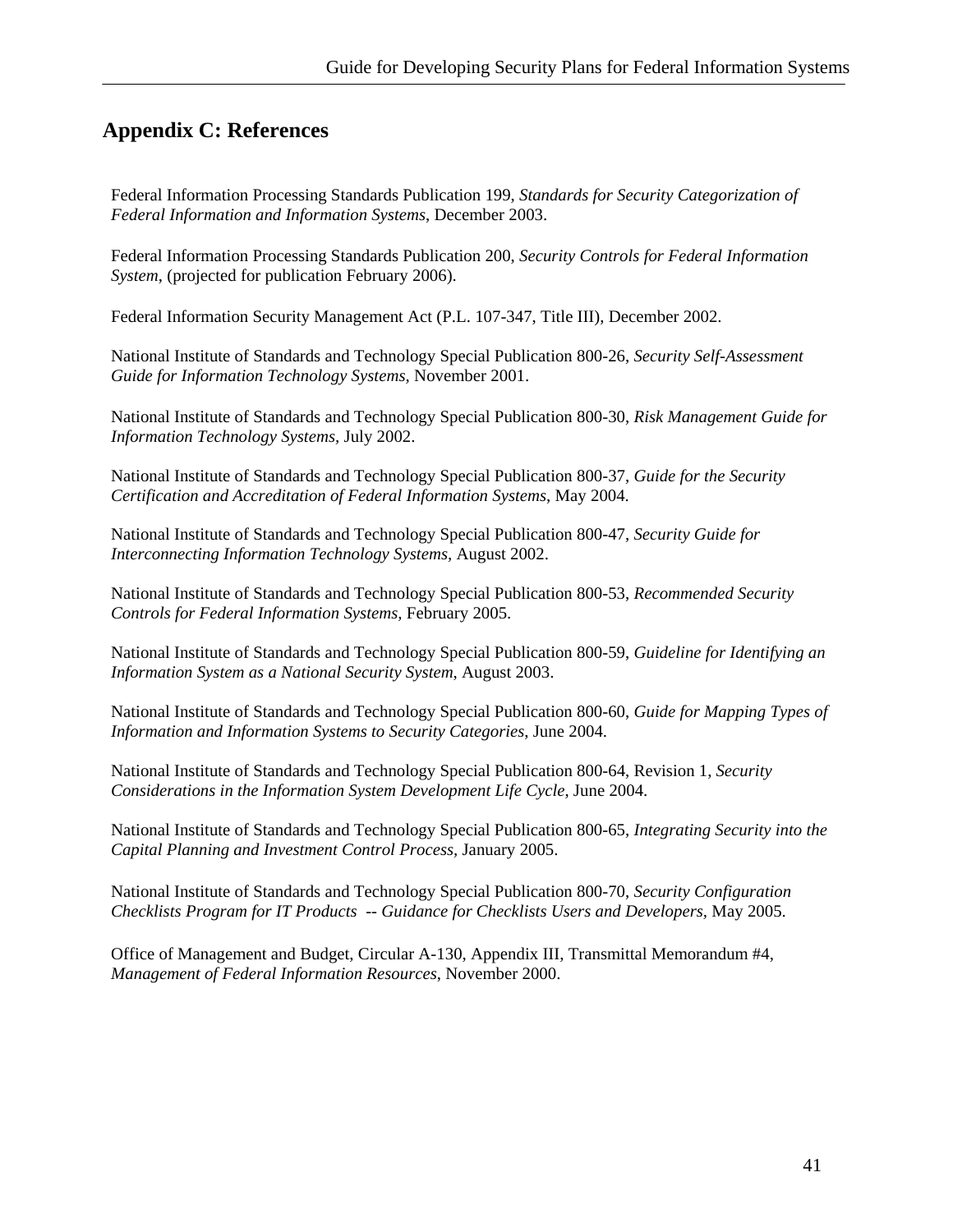## Appendix C: References

Federal Information Processing Standards Publication 199, *Standards for Security Categorization of Federal Information and Information Systems*, December 2003.

Federal Information Processing Standards Publication 200, *Security Controls for Federal Information System*, (projected for publication February 2006).

Federal Information Security Management Act (P.L. 107-347, Title III), December 2002.

National Institute of Standards and Technology Special Publication 800-26, *Security Self-Assessment Guide for Information Technology Systems,* November 2001.

National Institute of Standards and Technology Special Publication 800-30, *Risk Management Guide for Information Technology Systems,* July 2002.

National Institute of Standards and Technology Special Publication 800-37, *Guide for the Security Certification and Accreditation of Federal Information Systems*, May 2004.

National Institute of Standards and Technology Special Publication 800-47, *Security Guide for Interconnecting Information Technology Systems,* August 2002.

National Institute of Standards and Technology Special Publication 800-53, *Recommended Security Controls for Federal Information Systems,* February 2005.

National Institute of Standards and Technology Special Publication 800-59, *Guideline for Identifying an Information System as a National Security System*, August 2003.

National Institute of Standards and Technology Special Publication 800-60, *Guide for Mapping Types of Information and Information Systems to Security Categories*, June 2004.

National Institute of Standards and Technology Special Publication 800-64, Revision 1, *Security Considerations in the Information System Development Life Cycle*, June 2004.

National Institute of Standards and Technology Special Publication 800-65, *Integrating Security into the Capital Planning and Investment Control Process,* January 2005.

National Institute of Standards and Technology Special Publication 800-70, *Security Configuration Checklists Program for IT Products -- Guidance for Checklists Users and Developers*, May 2005.

Office of Management and Budget, Circular A-130, Appendix III, Transmittal Memorandum #4, *Management of Federal Information Resources*, November 2000.